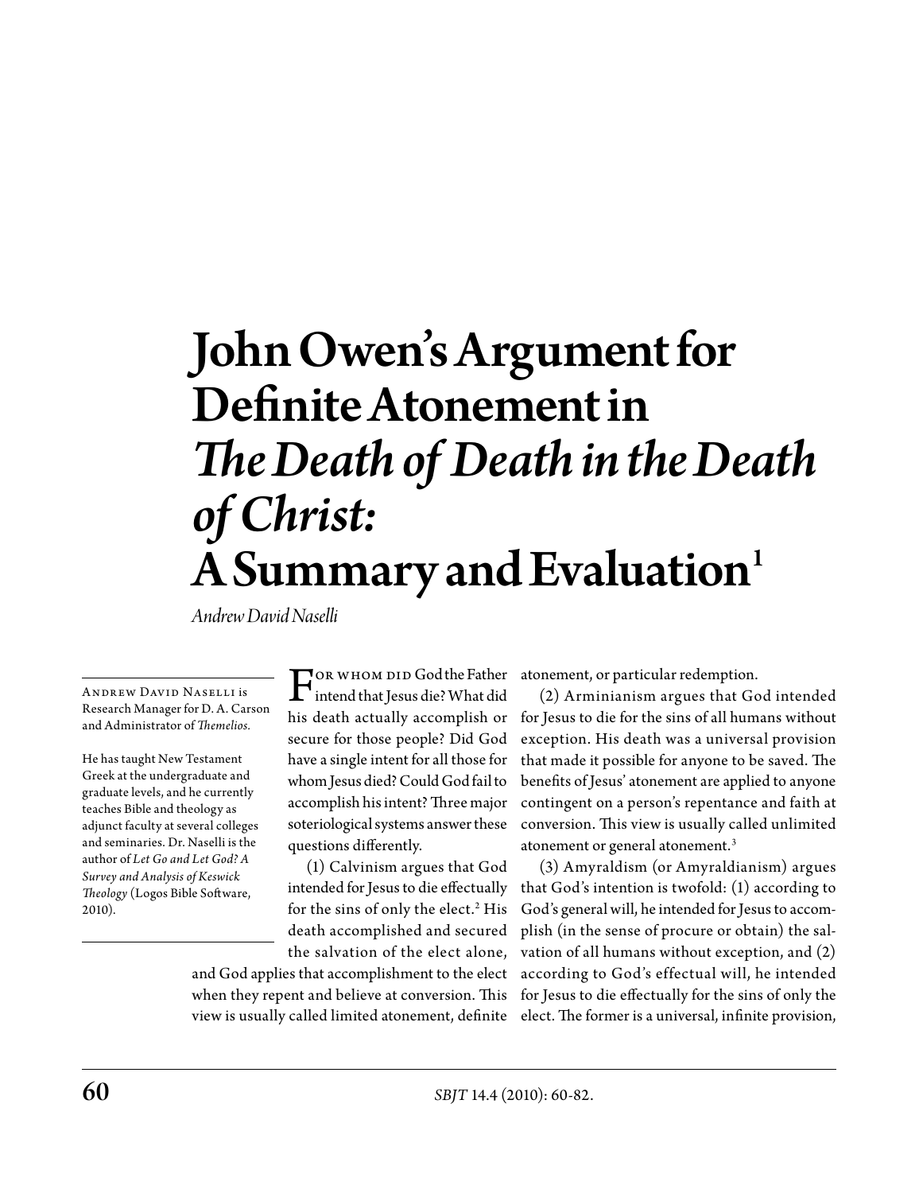# John Owen's Argument for Definite Atonement in *The Death of Death in the Death of Christ:* A Summary and Evaluation[1]

*Andrew David Naselli*

Andrew David Naselli is Research Manager for D. A. Carson and Administrator of *Themelios.*

He has taught New Testament Greek at the undergraduate and graduate levels, and he currently teaches Bible and theology as adjunct faculty at several colleges and seminaries. Dr. Naselli is the author of *Let Go and Let God? A Survey and Analysis of Keswick Theology* (Logos Bible Software, 2010).

For whom did God the Father intend that Jesus die? What did his death actually accomplish or secure for those people? Did God have a single intent for all those for whom Jesus died? Could God fail to accomplish his intent? Three major soteriological systems answer these questions differently.

(1) Calvinism argues that God intended for Jesus to die effectually for the sins of only the elect.[2] His death accomplished and secured the salvation of the elect alone, and God applies that accomplishment to the elect when they repent and believe at conversion. This view is usually called limited atonement, definite atonement, or particular redemption.

(2) Arminianism argues that God intended for Jesus to die for the sins of all humans without exception. His death was a universal provision that made it possible for anyone to be saved. The benefits of Jesus' atonement are applied to anyone contingent on a person's repentance and faith at conversion. This view is usually called unlimited atonement or general atonement.[3]

(3) Amyraldism (or Amyraldianism) argues that God's intention is twofold: (1) according to God's general will, he intended for Jesus to accomplish (in the sense of procure or obtain) the salvation of all humans without exception, and (2) according to God's effectual will, he intended for Jesus to die effectually for the sins of only the elect. The former is a universal, infinite provision,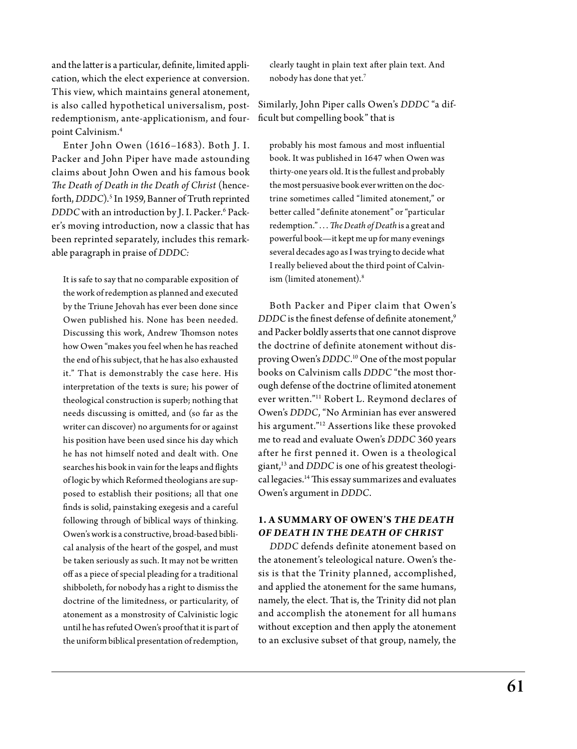and the latter is a particular, definite, limited application, which the elect experience at conversion. This view, which maintains general atonement, is also called hypothetical universalism, post-redemptionism, ante-applicationism, and four-point Calvinism.[4]

Enter John Owen (1616–1683). Both J. I. Packer and John Piper have made astounding claims about John Owen and his famous book *The Death of Death in the Death of Christ* (henceforth, *DDDC*).[5] In 1959, Banner of Truth reprinted *DDDC* with an introduction by J. I. Packer.[6] Packer's moving introduction, now a classic that has been reprinted separately, includes this remarkable paragraph in praise of *DDDC:*

> It is safe to say that no comparable exposition of the work of redemption as planned and executed by the Triune Jehovah has ever been done since Owen published his. None has been needed. Discussing this work, Andrew Thomson notes how Owen "makes you feel when he has reached the end of his subject, that he has also exhausted it." That is demonstrably the case here. His interpretation of the texts is sure; his power of theological construction is superb; nothing that needs discussing is omitted, and (so far as the writer can discover) no arguments for or against his position have been used since his day which he has not himself noted and dealt with. One searches his book in vain for the leaps and flights of logic by which Reformed theologians are supposed to establish their positions; all that one finds is solid, painstaking exegesis and a careful following through of biblical ways of thinking. Owen's work is a constructive, broad-based biblical analysis of the heart of the gospel, and must be taken seriously as such. It may not be written off as a piece of special pleading for a traditional shibboleth, for nobody has a right to dismiss the doctrine of the limitedness, or particularity, of atonement as a monstrosity of Calvinistic logic until he has refuted Owen's proof that it is part of the uniform biblical presentation of redemption, clearly taught in plain text after plain text. And nobody has done that yet.[7]

Similarly, John Piper calls Owen's *DDDC* "a difficult but compelling book" that is

> probably his most famous and most influential book. It was published in 1647 when Owen was thirty-one years old. It is the fullest and probably the most persuasive book ever written on the doctrine sometimes called "limited atonement," or better called "definite atonement" or "particular redemption." . . . *The Death of Death* is a great and powerful book—it kept me up for many evenings several decades ago as I was trying to decide what I really believed about the third point of Calvinism (limited atonement).[8]

Both Packer and Piper claim that Owen's *DDDC* is the finest defense of definite atonement,[9] and Packer boldly asserts that one cannot disprove the doctrine of definite atonement without disproving Owen's *DDDC*.[10] One of the most popular books on Calvinism calls *DDDC* "the most thorough defense of the doctrine of limited atonement ever written."[11] Robert L. Reymond declares of Owen's *DDDC*, "No Arminian has ever answered his argument."[12] Assertions like these provoked me to read and evaluate Owen's *DDDC* 360 years after he first penned it. Owen is a theological giant,[13] and *DDDC* is one of his greatest theological legacies.[14] This essay summarizes and evaluates Owen's argument in *DDDC*.

## 1. A SUMMARY OF OWEN'S *THE DEATH OF DEATH IN THE DEATH OF CHRIST*

*DDDC* defends definite atonement based on the atonement's teleological nature. Owen's thesis is that the Trinity planned, accomplished, and applied the atonement for the same humans, namely, the elect. That is, the Trinity did not plan and accomplish the atonement for all humans without exception and then apply the atonement to an exclusive subset of that group, namely, the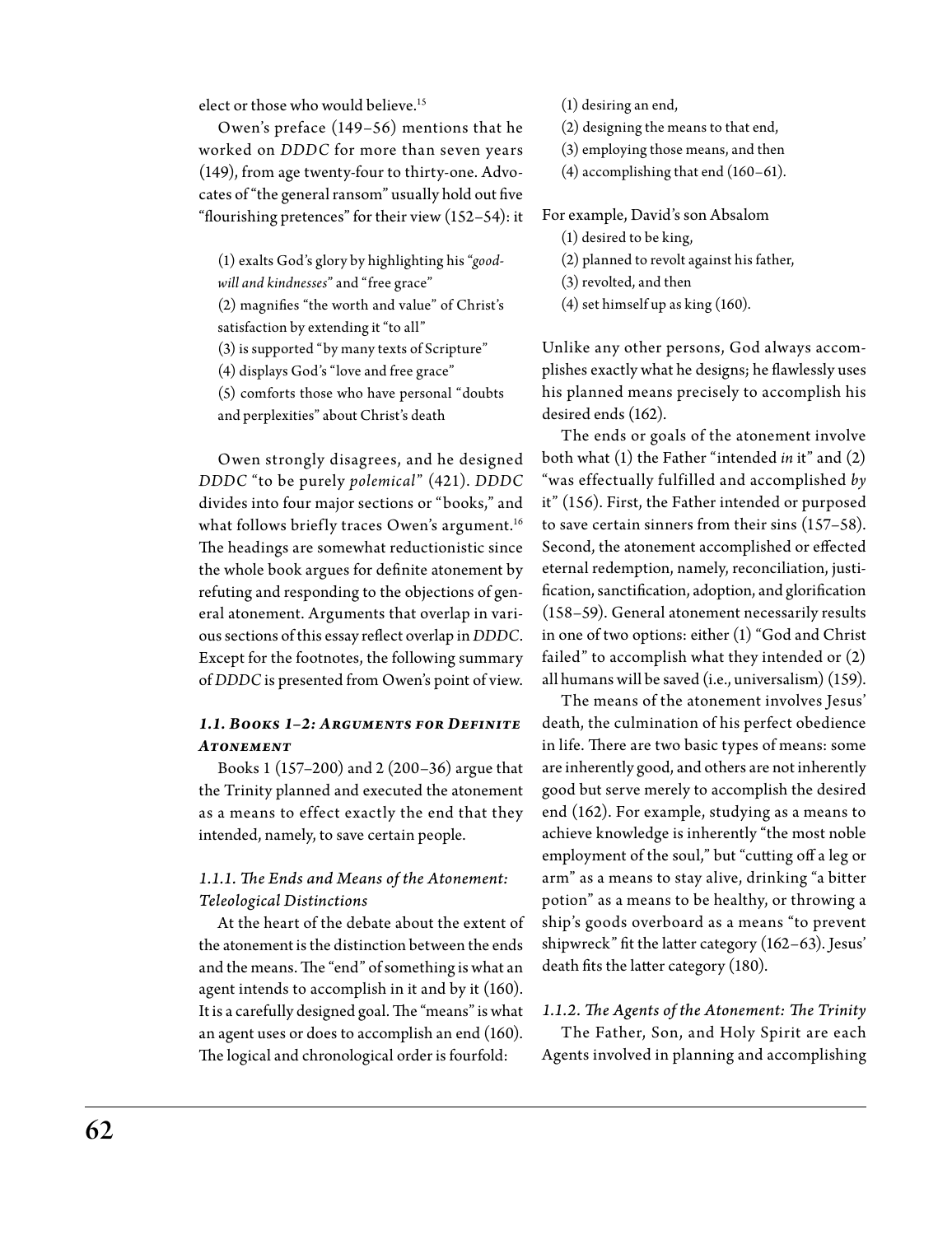elect or those who would believe.[15]

Owen's preface (149–56) mentions that he worked on *DDDC* for more than seven years (149), from age twenty-four to thirty-one. Advocates of "the general ransom" usually hold out five "flourishing pretences" for their view (152–54): it

(1) exalts God's glory by highlighting his "*good-will and kindnesses*" and "free grace"
(2) magnifies "the worth and value" of Christ's satisfaction by extending it "to all"
(3) is supported "by many texts of Scripture"
(4) displays God's "love and free grace"
(5) comforts those who have personal "doubts and perplexities" about Christ's death

Owen strongly disagrees, and he designed *DDDC* "to be purely *polemical*" (421). *DDDC* divides into four major sections or "books," and what follows briefly traces Owen's argument.[16] The headings are somewhat reductionistic since the whole book argues for definite atonement by refuting and responding to the objections of general atonement. Arguments that overlap in various sections of this essay reflect overlap in *DDDC*. Except for the footnotes, the following summary of *DDDC* is presented from Owen's point of view.

### *1.1. Books 1–2: Arguments for Definite Atonement*

Books 1 (157–200) and 2 (200–36) argue that the Trinity planned and executed the atonement as a means to effect exactly the end that they intended, namely, to save certain people.

#### *1.1.1. The Ends and Means of the Atonement: Teleological Distinctions*

At the heart of the debate about the extent of the atonement is the distinction between the ends and the means. The "end" of something is what an agent intends to accomplish in it and by it (160). It is a carefully designed goal. The "means" is what an agent uses or does to accomplish an end (160). The logical and chronological order is fourfold:

(1) desiring an end,
(2) designing the means to that end,
(3) employing those means, and then
(4) accomplishing that end (160–61).

For example, David's son Absalom

(1) desired to be king,
(2) planned to revolt against his father,
(3) revolted, and then
(4) set himself up as king (160).

Unlike any other persons, God always accomplishes exactly what he designs; he flawlessly uses his planned means precisely to accomplish his desired ends (162).

The ends or goals of the atonement involve both what (1) the Father "intended *in* it" and (2) "was effectually fulfilled and accomplished *by* it" (156). First, the Father intended or purposed to save certain sinners from their sins (157–58). Second, the atonement accomplished or effected eternal redemption, namely, reconciliation, justification, sanctification, adoption, and glorification (158–59). General atonement necessarily results in one of two options: either (1) "God and Christ failed" to accomplish what they intended or (2) all humans will be saved (i.e., universalism) (159).

The means of the atonement involves Jesus' death, the culmination of his perfect obedience in life. There are two basic types of means: some are inherently good, and others are not inherently good but serve merely to accomplish the desired end (162). For example, studying as a means to achieve knowledge is inherently "the most noble employment of the soul," but "cutting off a leg or arm" as a means to stay alive, drinking "a bitter potion" as a means to be healthy, or throwing a ship's goods overboard as a means "to prevent shipwreck" fit the latter category (162–63). Jesus' death fits the latter category (180).

#### *1.1.2. The Agents of the Atonement: The Trinity*

The Father, Son, and Holy Spirit are each Agents involved in planning and accomplishing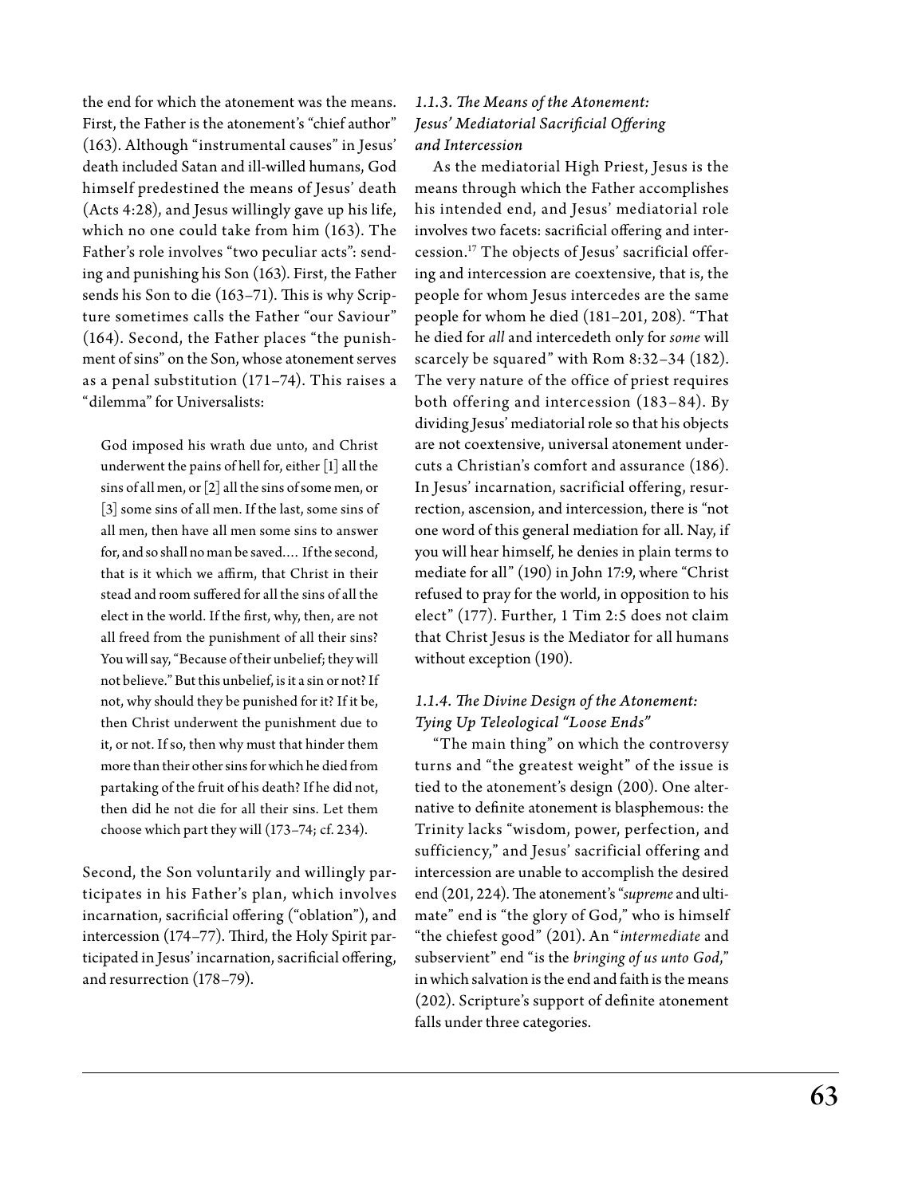the end for which the atonement was the means. First, the Father is the atonement's "chief author" (163). Although "instrumental causes" in Jesus' death included Satan and ill-willed humans, God himself predestined the means of Jesus' death (Acts 4:28), and Jesus willingly gave up his life, which no one could take from him (163). The Father's role involves "two peculiar acts": sending and punishing his Son (163). First, the Father sends his Son to die (163–71). This is why Scripture sometimes calls the Father "our Saviour" (164). Second, the Father places "the punishment of sins" on the Son, whose atonement serves as a penal substitution (171–74). This raises a "dilemma" for Universalists:

> God imposed his wrath due unto, and Christ underwent the pains of hell for, either [1] all the sins of all men, or [2] all the sins of some men, or [3] some sins of all men. If the last, some sins of all men, then have all men some sins to answer for, and so shall no man be saved.… If the second, that is it which we affirm, that Christ in their stead and room suffered for all the sins of all the elect in the world. If the first, why, then, are not all freed from the punishment of all their sins? You will say, "Because of their unbelief; they will not believe." But this unbelief, is it a sin or not? If not, why should they be punished for it? If it be, then Christ underwent the punishment due to it, or not. If so, then why must that hinder them more than their other sins for which he died from partaking of the fruit of his death? If he did not, then did he not die for all their sins. Let them choose which part they will (173–74; cf. 234).

Second, the Son voluntarily and willingly participates in his Father's plan, which involves incarnation, sacrificial offering ("oblation"), and intercession (174–77). Third, the Holy Spirit participated in Jesus' incarnation, sacrificial offering, and resurrection (178–79).

#### *1.1.3. The Means of the Atonement: Jesus' Mediatorial Sacrificial Offering and Intercession*

As the mediatorial High Priest, Jesus is the means through which the Father accomplishes his intended end, and Jesus' mediatorial role involves two facets: sacrificial offering and intercession.[17] The objects of Jesus' sacrificial offering and intercession are coextensive, that is, the people for whom Jesus intercedes are the same people for whom he died (181–201, 208). "That he died for *all* and intercedeth only for *some* will scarcely be squared" with Rom 8:32–34 (182). The very nature of the office of priest requires both offering and intercession (183–84). By dividing Jesus' mediatorial role so that his objects are not coextensive, universal atonement undercuts a Christian's comfort and assurance (186). In Jesus' incarnation, sacrificial offering, resurrection, ascension, and intercession, there is "not one word of this general mediation for all. Nay, if you will hear himself, he denies in plain terms to mediate for all" (190) in John 17:9, where "Christ refused to pray for the world, in opposition to his elect" (177). Further, 1 Tim 2:5 does not claim that Christ Jesus is the Mediator for all humans without exception (190).

#### *1.1.4. The Divine Design of the Atonement: Tying Up Teleological "Loose Ends"*

"The main thing" on which the controversy turns and "the greatest weight" of the issue is tied to the atonement's design (200). One alternative to definite atonement is blasphemous: the Trinity lacks "wisdom, power, perfection, and sufficiency," and Jesus' sacrificial offering and intercession are unable to accomplish the desired end (201, 224). The atonement's "*supreme* and ultimate" end is "the glory of God," who is himself "the chiefest good" (201). An "*intermediate* and subservient" end "is the *bringing of us unto God*," in which salvation is the end and faith is the means (202). Scripture's support of definite atonement falls under three categories.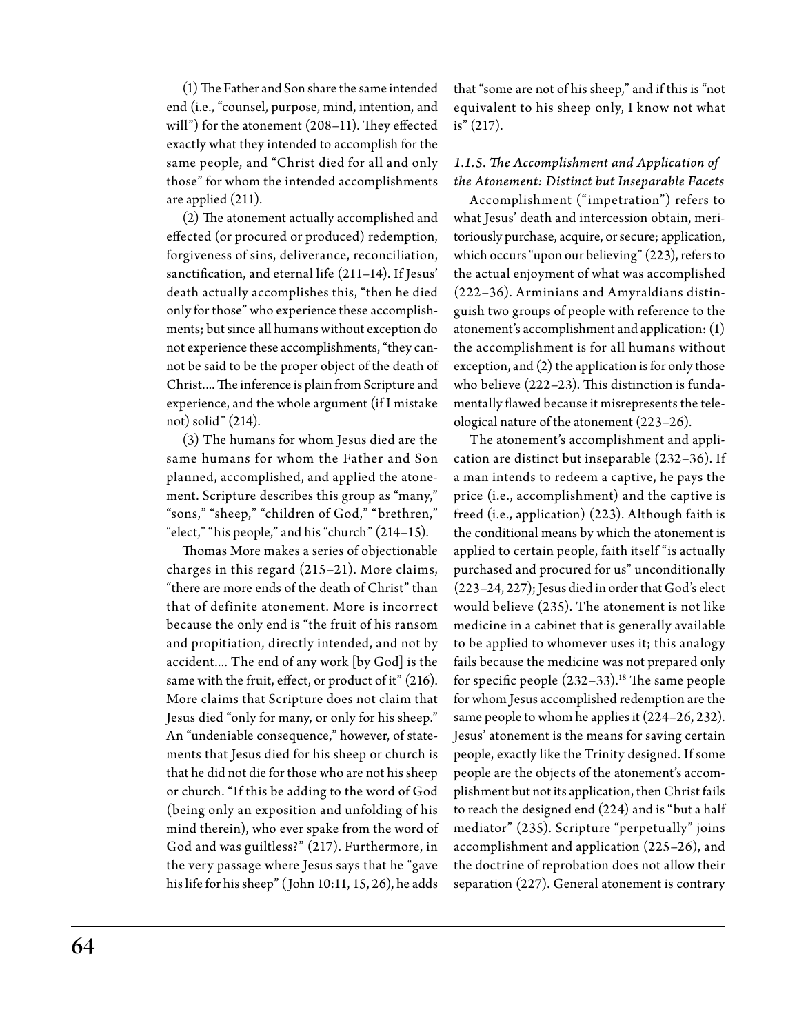(1) The Father and Son share the same intended end (i.e., "counsel, purpose, mind, intention, and will") for the atonement (208–11). They effected exactly what they intended to accomplish for the same people, and "Christ died for all and only those" for whom the intended accomplishments are applied (211).

(2) The atonement actually accomplished and effected (or procured or produced) redemption, forgiveness of sins, deliverance, reconciliation, sanctification, and eternal life (211–14). If Jesus' death actually accomplishes this, "then he died only for those" who experience these accomplishments; but since all humans without exception do not experience these accomplishments, "they cannot be said to be the proper object of the death of Christ.... The inference is plain from Scripture and experience, and the whole argument (if I mistake not) solid" (214).

(3) The humans for whom Jesus died are the same humans for whom the Father and Son planned, accomplished, and applied the atonement. Scripture describes this group as "many," "sons," "sheep," "children of God," "brethren," "elect," "his people," and his "church" (214–15).

Thomas More makes a series of objectionable charges in this regard (215–21). More claims, "there are more ends of the death of Christ" than that of definite atonement. More is incorrect because the only end is "the fruit of his ransom and propitiation, directly intended, and not by accident.... The end of any work [by God] is the same with the fruit, effect, or product of it" (216). More claims that Scripture does not claim that Jesus died "only for many, or only for his sheep." An "undeniable consequence," however, of statements that Jesus died for his sheep or church is that he did not die for those who are not his sheep or church. "If this be adding to the word of God (being only an exposition and unfolding of his mind therein), who ever spake from the word of God and was guiltless?" (217). Furthermore, in the very passage where Jesus says that he "gave his life for his sheep" (John 10:11, 15, 26), he adds that "some are not of his sheep," and if this is "not equivalent to his sheep only, I know not what is" (217).

### *1.1.5. The Accomplishment and Application of the Atonement: Distinct but Inseparable Facets*

Accomplishment ("impetration") refers to what Jesus' death and intercession obtain, meritoriously purchase, acquire, or secure; application, which occurs "upon our believing" (223), refers to the actual enjoyment of what was accomplished (222–36). Arminians and Amyraldians distinguish two groups of people with reference to the atonement's accomplishment and application: (1) the accomplishment is for all humans without exception, and (2) the application is for only those who believe (222–23). This distinction is fundamentally flawed because it misrepresents the teleological nature of the atonement (223–26).

The atonement's accomplishment and application are distinct but inseparable (232–36). If a man intends to redeem a captive, he pays the price (i.e., accomplishment) and the captive is freed (i.e., application) (223). Although faith is the conditional means by which the atonement is applied to certain people, faith itself "is actually purchased and procured for us" unconditionally (223–24, 227); Jesus died in order that God's elect would believe (235). The atonement is not like medicine in a cabinet that is generally available to be applied to whomever uses it; this analogy fails because the medicine was not prepared only for specific people (232–33).[18] The same people for whom Jesus accomplished redemption are the same people to whom he applies it (224–26, 232). Jesus' atonement is the means for saving certain people, exactly like the Trinity designed. If some people are the objects of the atonement's accomplishment but not its application, then Christ fails to reach the designed end (224) and is "but a half mediator" (235). Scripture "perpetually" joins accomplishment and application (225–26), and the doctrine of reprobation does not allow their separation (227). General atonement is contrary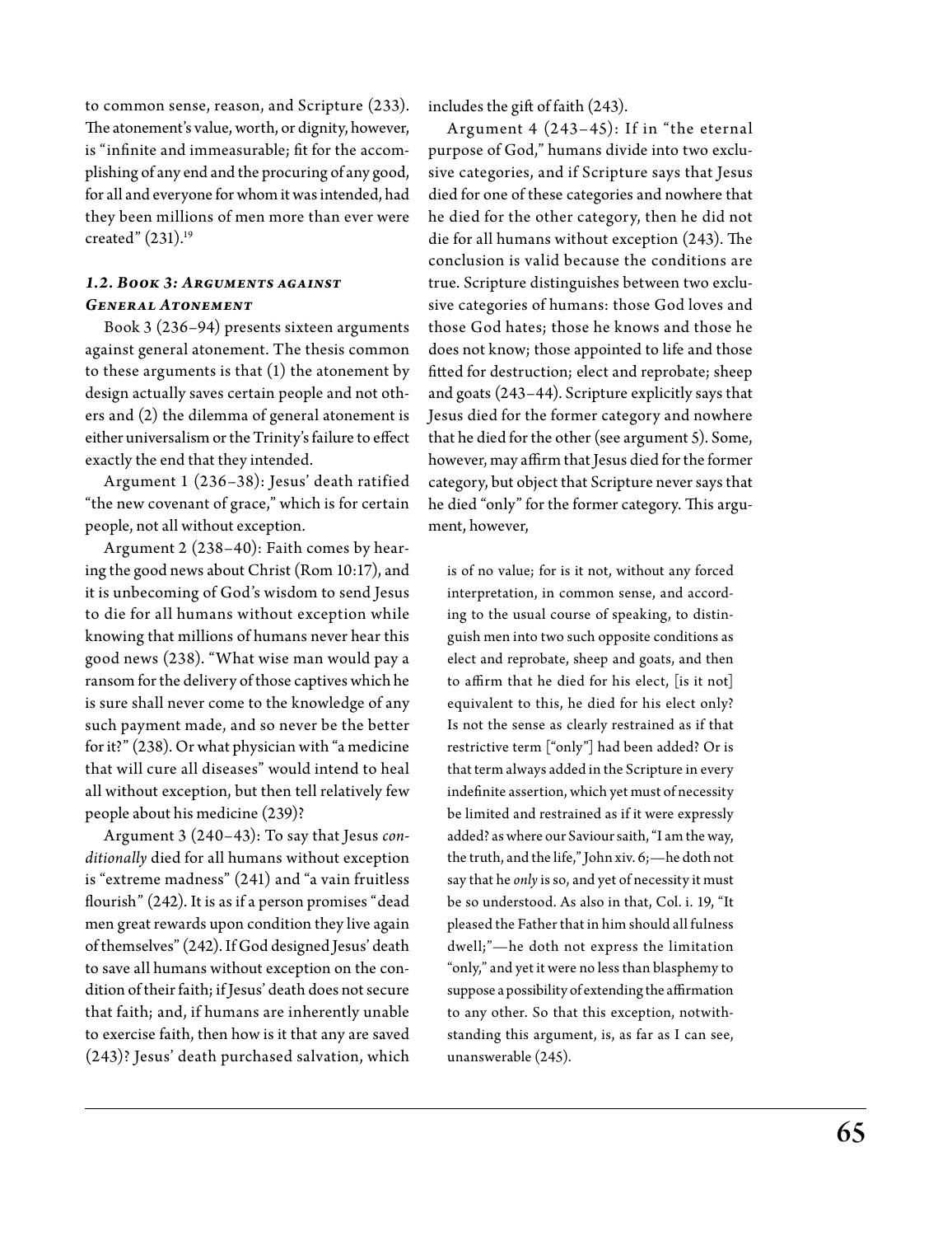to common sense, reason, and Scripture (233). The atonement's value, worth, or dignity, however, is "infinite and immeasurable; fit for the accomplishing of any end and the procuring of any good, for all and everyone for whom it was intended, had they been millions of men more than ever were created" (231).[19]

### *1.2. Book 3: Arguments against General Atonement*

Book 3 (236–94) presents sixteen arguments against general atonement. The thesis common to these arguments is that (1) the atonement by design actually saves certain people and not others and (2) the dilemma of general atonement is either universalism or the Trinity's failure to effect exactly the end that they intended.

Argument 1 (236–38): Jesus' death ratified "the new covenant of grace," which is for certain people, not all without exception.

Argument 2 (238–40): Faith comes by hearing the good news about Christ (Rom 10:17), and it is unbecoming of God's wisdom to send Jesus to die for all humans without exception while knowing that millions of humans never hear this good news (238). "What wise man would pay a ransom for the delivery of those captives which he is sure shall never come to the knowledge of any such payment made, and so never be the better for it?" (238). Or what physician with "a medicine that will cure all diseases" would intend to heal all without exception, but then tell relatively few people about his medicine (239)?

Argument 3 (240–43): To say that Jesus *conditionally* died for all humans without exception is "extreme madness" (241) and "a vain fruitless flourish" (242). It is as if a person promises "dead men great rewards upon condition they live again of themselves" (242). If God designed Jesus' death to save all humans without exception on the condition of their faith; if Jesus' death does not secure that faith; and, if humans are inherently unable to exercise faith, then how is it that any are saved (243)? Jesus' death purchased salvation, which includes the gift of faith (243).

Argument 4 (243–45): If in "the eternal purpose of God," humans divide into two exclusive categories, and if Scripture says that Jesus died for one of these categories and nowhere that he died for the other category, then he did not die for all humans without exception (243). The conclusion is valid because the conditions are true. Scripture distinguishes between two exclusive categories of humans: those God loves and those God hates; those he knows and those he does not know; those appointed to life and those fitted for destruction; elect and reprobate; sheep and goats (243–44). Scripture explicitly says that Jesus died for the former category and nowhere that he died for the other (see argument 5). Some, however, may affirm that Jesus died for the former category, but object that Scripture never says that he died "only" for the former category. This argument, however,

> is of no value; for is it not, without any forced interpretation, in common sense, and according to the usual course of speaking, to distinguish men into two such opposite conditions as elect and reprobate, sheep and goats, and then to affirm that he died for his elect, [is it not] equivalent to this, he died for his elect only? Is not the sense as clearly restrained as if that restrictive term ["only"] had been added? Or is that term always added in the Scripture in every indefinite assertion, which yet must of necessity be limited and restrained as if it were expressly added? as where our Saviour saith, "I am the way, the truth, and the life," John xiv. 6;—he doth not say that he *only* is so, and yet of necessity it must be so understood. As also in that, Col. i. 19, "It pleased the Father that in him should all fulness dwell;"—he doth not express the limitation "only," and yet it were no less than blasphemy to suppose a possibility of extending the affirmation to any other. So that this exception, notwithstanding this argument, is, as far as I can see, unanswerable (245).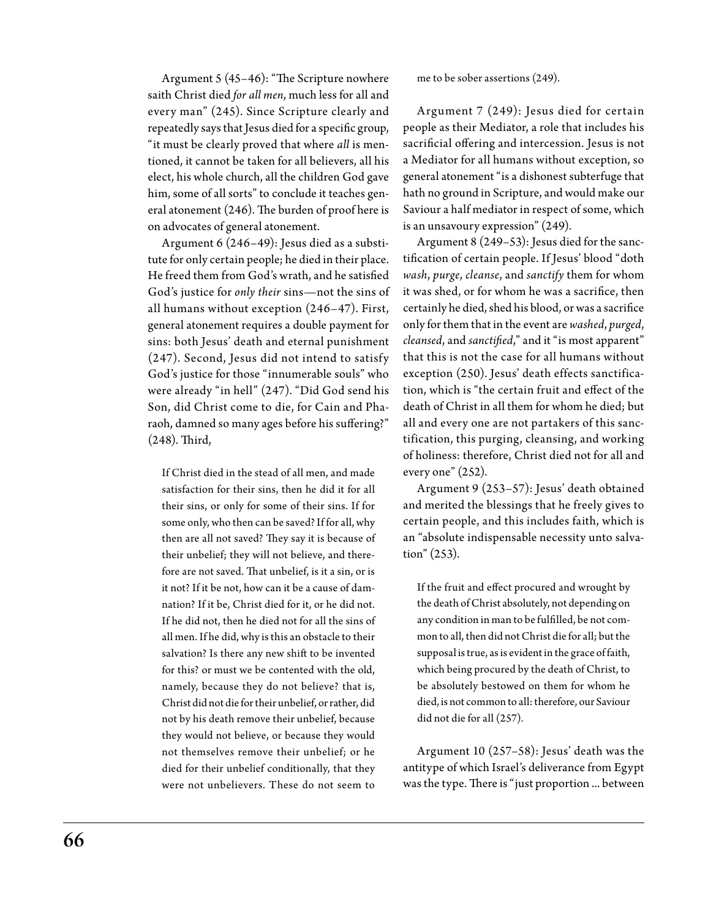Argument 5 (45–46): "The Scripture nowhere saith Christ died *for all men*, much less for all and every man" (245). Since Scripture clearly and repeatedly says that Jesus died for a specific group, "it must be clearly proved that where *all* is mentioned, it cannot be taken for all believers, all his elect, his whole church, all the children God gave him, some of all sorts" to conclude it teaches general atonement (246). The burden of proof here is on advocates of general atonement.

Argument 6 (246–49): Jesus died as a substitute for only certain people; he died in their place. He freed them from God's wrath, and he satisfied God's justice for *only their* sins—not the sins of all humans without exception (246–47). First, general atonement requires a double payment for sins: both Jesus' death and eternal punishment (247). Second, Jesus did not intend to satisfy God's justice for those "innumerable souls" who were already "in hell" (247). "Did God send his Son, did Christ come to die, for Cain and Pharaoh, damned so many ages before his suffering?" (248). Third,

> If Christ died in the stead of all men, and made satisfaction for their sins, then he did it for all their sins, or only for some of their sins. If for some only, who then can be saved? If for all, why then are all not saved? They say it is because of their unbelief; they will not believe, and therefore are not saved. That unbelief, is it a sin, or is it not? If it be not, how can it be a cause of damnation? If it be, Christ died for it, or he did not. If he did not, then he died not for all the sins of all men. If he did, why is this an obstacle to their salvation? Is there any new shift to be invented for this? or must we be contented with the old, namely, because they do not believe? that is, Christ did not die for their unbelief, or rather, did not by his death remove their unbelief, because they would not believe, or because they would not themselves remove their unbelief; or he died for their unbelief conditionally, that they were not unbelievers. These do not seem to me to be sober assertions (249).

Argument 7 (249): Jesus died for certain people as their Mediator, a role that includes his sacrificial offering and intercession. Jesus is not a Mediator for all humans without exception, so general atonement "is a dishonest subterfuge that hath no ground in Scripture, and would make our Saviour a half mediator in respect of some, which is an unsavoury expression" (249).

Argument 8 (249–53): Jesus died for the sanctification of certain people. If Jesus' blood "doth *wash*, *purge*, *cleanse*, and *sanctify* them for whom it was shed, or for whom he was a sacrifice, then certainly he died, shed his blood, or was a sacrifice only for them that in the event are *washed*, *purged*, *cleansed*, and *sanctified*," and it "is most apparent" that this is not the case for all humans without exception (250). Jesus' death effects sanctification, which is "the certain fruit and effect of the death of Christ in all them for whom he died; but all and every one are not partakers of this sanctification, this purging, cleansing, and working of holiness: therefore, Christ died not for all and every one" (252).

Argument 9 (253–57): Jesus' death obtained and merited the blessings that he freely gives to certain people, and this includes faith, which is an "absolute indispensable necessity unto salvation" (253).

> If the fruit and effect procured and wrought by the death of Christ absolutely, not depending on any condition in man to be fulfilled, be not common to all, then did not Christ die for all; but the supposal is true, as is evident in the grace of faith, which being procured by the death of Christ, to be absolutely bestowed on them for whom he died, is not common to all: therefore, our Saviour did not die for all (257).

Argument 10 (257–58): Jesus' death was the antitype of which Israel's deliverance from Egypt was the type. There is "just proportion ... between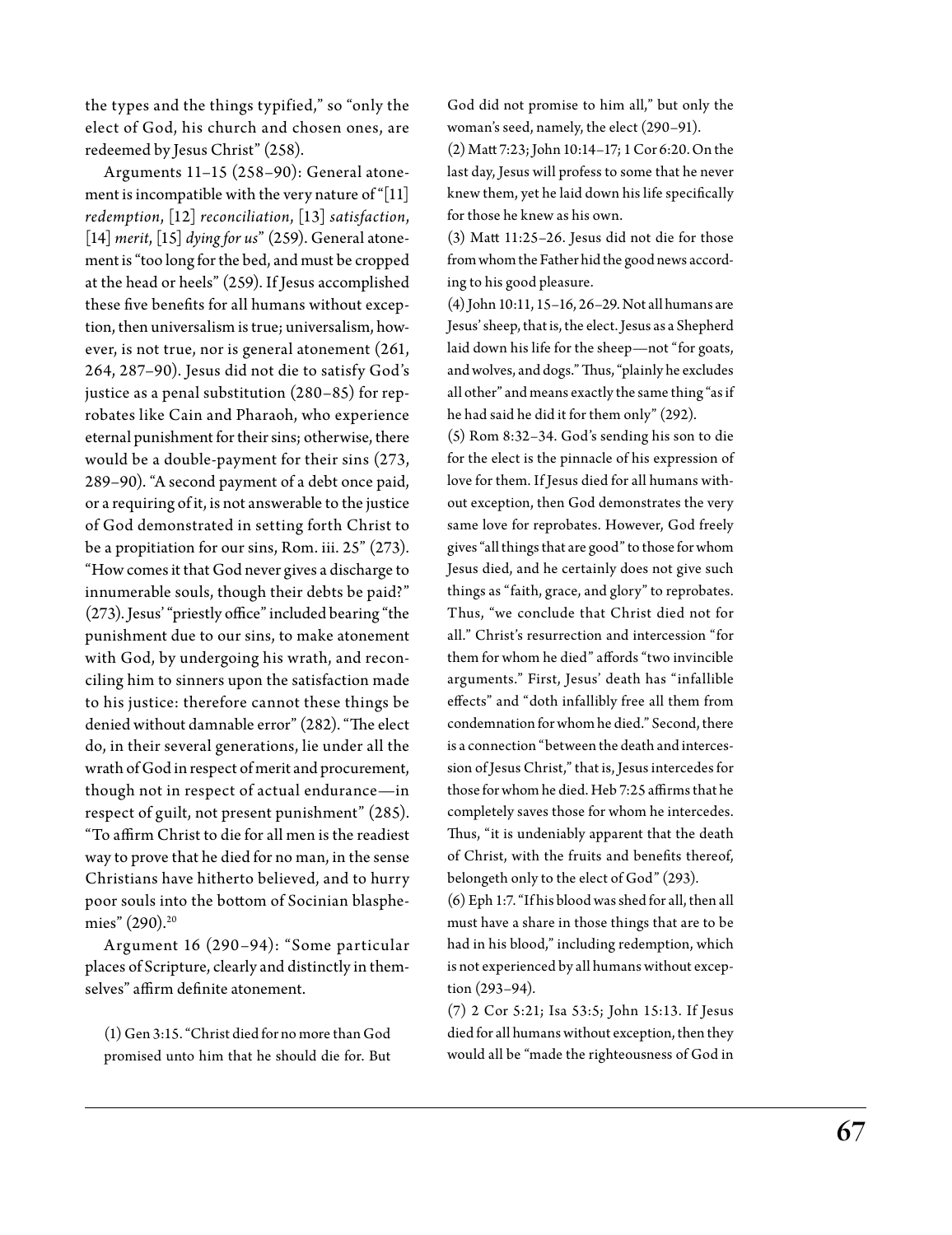the types and the things typified," so "only the elect of God, his church and chosen ones, are redeemed by Jesus Christ" (258).

Arguments 11–15 (258–90): General atonement is incompatible with the very nature of "[11] *redemption*, [12] *reconciliation*, [13] *satisfaction*, [14] *merit*, [15] *dying for us*" (259). General atonement is "too long for the bed, and must be cropped at the head or heels" (259). If Jesus accomplished these five benefits for all humans without exception, then universalism is true; universalism, however, is not true, nor is general atonement (261, 264, 287–90). Jesus did not die to satisfy God's justice as a penal substitution (280–85) for reprobates like Cain and Pharaoh, who experience eternal punishment for their sins; otherwise, there would be a double-payment for their sins (273, 289–90). "A second payment of a debt once paid, or a requiring of it, is not answerable to the justice of God demonstrated in setting forth Christ to be a propitiation for our sins, Rom. iii. 25" (273). "How comes it that God never gives a discharge to innumerable souls, though their debts be paid?" (273). Jesus' "priestly office" included bearing "the punishment due to our sins, to make atonement with God, by undergoing his wrath, and reconciling him to sinners upon the satisfaction made to his justice: therefore cannot these things be denied without damnable error" (282). "The elect do, in their several generations, lie under all the wrath of God in respect of merit and procurement, though not in respect of actual endurance—in respect of guilt, not present punishment" (285). "To affirm Christ to die for all men is the readiest way to prove that he died for no man, in the sense Christians have hitherto believed, and to hurry poor souls into the bottom of Socinian blasphemies" (290).[20]

Argument 16 (290–94): "Some particular places of Scripture, clearly and distinctly in themselves" affirm definite atonement.

(1) Gen 3:15. "Christ died for no more than God promised unto him that he should die for. But God did not promise to him all," but only the woman's seed, namely, the elect (290–91).

(2) Matt 7:23; John 10:14–17; 1 Cor 6:20. On the last day, Jesus will profess to some that he never knew them, yet he laid down his life specifically for those he knew as his own.

(3) Matt 11:25–26. Jesus did not die for those from whom the Father hid the good news according to his good pleasure.

(4) John 10:11, 15–16, 26–29. Not all humans are Jesus' sheep, that is, the elect. Jesus as a Shepherd laid down his life for the sheep—not "for goats, and wolves, and dogs." Thus, "plainly he excludes all other" and means exactly the same thing "as if he had said he did it for them only" (292).

(5) Rom 8:32–34. God's sending his son to die for the elect is the pinnacle of his expression of love for them. If Jesus died for all humans without exception, then God demonstrates the very same love for reprobates. However, God freely gives "all things that are good" to those for whom Jesus died, and he certainly does not give such things as "faith, grace, and glory" to reprobates. Thus, "we conclude that Christ died not for all." Christ's resurrection and intercession "for them for whom he died" affords "two invincible arguments." First, Jesus' death has "infallible effects" and "doth infallibly free all them from condemnation for whom he died." Second, there is a connection "between the death and intercession of Jesus Christ," that is, Jesus intercedes for those for whom he died. Heb 7:25 affirms that he completely saves those for whom he intercedes. Thus, "it is undeniably apparent that the death of Christ, with the fruits and benefits thereof, belongeth only to the elect of God" (293).

(6) Eph 1:7. "If his blood was shed for all, then all must have a share in those things that are to be had in his blood," including redemption, which is not experienced by all humans without exception (293–94).

(7) 2 Cor 5:21; Isa 53:5; John 15:13. If Jesus died for all humans without exception, then they would all be "made the righteousness of God in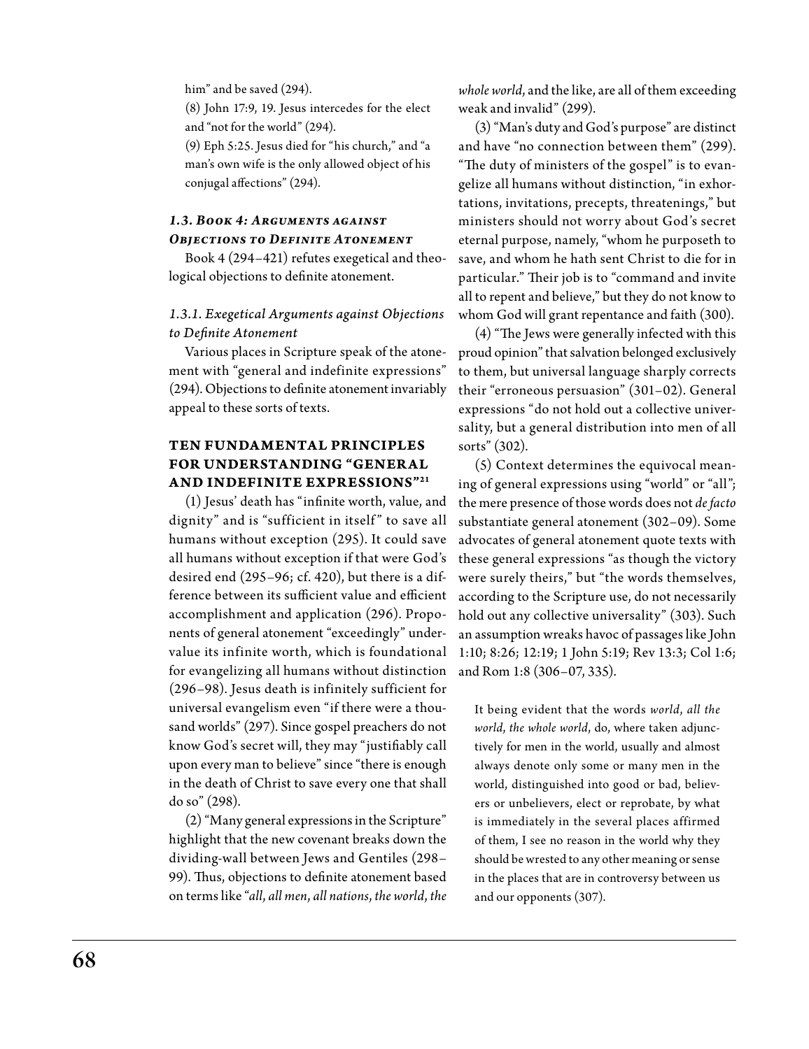him" and be saved (294).

(8) John 17:9, 19. Jesus intercedes for the elect and "not for the world" (294).

(9) Eph 5:25. Jesus died for "his church," and "a man's own wife is the only allowed object of his conjugal affections" (294).

### *1.3. Book 4: Arguments against Objections to Definite Atonement*

Book 4 (294–421) refutes exegetical and theological objections to definite atonement.

#### *1.3.1. Exegetical Arguments against Objections to Definite Atonement*

Various places in Scripture speak of the atonement with "general and indefinite expressions" (294). Objections to definite atonement invariably appeal to these sorts of texts.

#### TEN FUNDAMENTAL PRINCIPLES FOR UNDERSTANDING "GENERAL AND INDEFINITE EXPRESSIONS"[21]

(1) Jesus' death has "infinite worth, value, and dignity" and is "sufficient in itself" to save all humans without exception (295). It could save all humans without exception if that were God's desired end (295–96; cf. 420), but there is a difference between its sufficient value and efficient accomplishment and application (296). Proponents of general atonement "exceedingly" undervalue its infinite worth, which is foundational for evangelizing all humans without distinction (296–98). Jesus death is infinitely sufficient for universal evangelism even "if there were a thousand worlds" (297). Since gospel preachers do not know God's secret will, they may "justifiably call upon every man to believe" since "there is enough in the death of Christ to save every one that shall do so" (298).

(2) "Many general expressions in the Scripture" highlight that the new covenant breaks down the dividing-wall between Jews and Gentiles (298–99). Thus, objections to definite atonement based on terms like "*all*, *all men*, *all nations*, *the world*, *the whole world*, and the like, are all of them exceeding weak and invalid" (299).

(3) "Man's duty and God's purpose" are distinct and have "no connection between them" (299). "The duty of ministers of the gospel" is to evangelize all humans without distinction, "in exhortations, invitations, precepts, threatenings," but ministers should not worry about God's secret eternal purpose, namely, "whom he purposeth to save, and whom he hath sent Christ to die for in particular." Their job is to "command and invite all to repent and believe," but they do not know to whom God will grant repentance and faith (300).

(4) "The Jews were generally infected with this proud opinion" that salvation belonged exclusively to them, but universal language sharply corrects their "erroneous persuasion" (301–02). General expressions "do not hold out a collective universality, but a general distribution into men of all sorts" (302).

(5) Context determines the equivocal meaning of general expressions using "world" or "all"; the mere presence of those words does not *de facto* substantiate general atonement (302–09). Some advocates of general atonement quote texts with these general expressions "as though the victory were surely theirs," but "the words themselves, according to the Scripture use, do not necessarily hold out any collective universality" (303). Such an assumption wreaks havoc of passages like John 1:10; 8:26; 12:19; 1 John 5:19; Rev 13:3; Col 1:6; and Rom 1:8 (306–07, 335).

> It being evident that the words *world*, *all the world*, *the whole world*, do, where taken adjunctively for men in the world, usually and almost always denote only some or many men in the world, distinguished into good or bad, believers or unbelievers, elect or reprobate, by what is immediately in the several places affirmed of them, I see no reason in the world why they should be wrested to any other meaning or sense in the places that are in controversy between us and our opponents (307).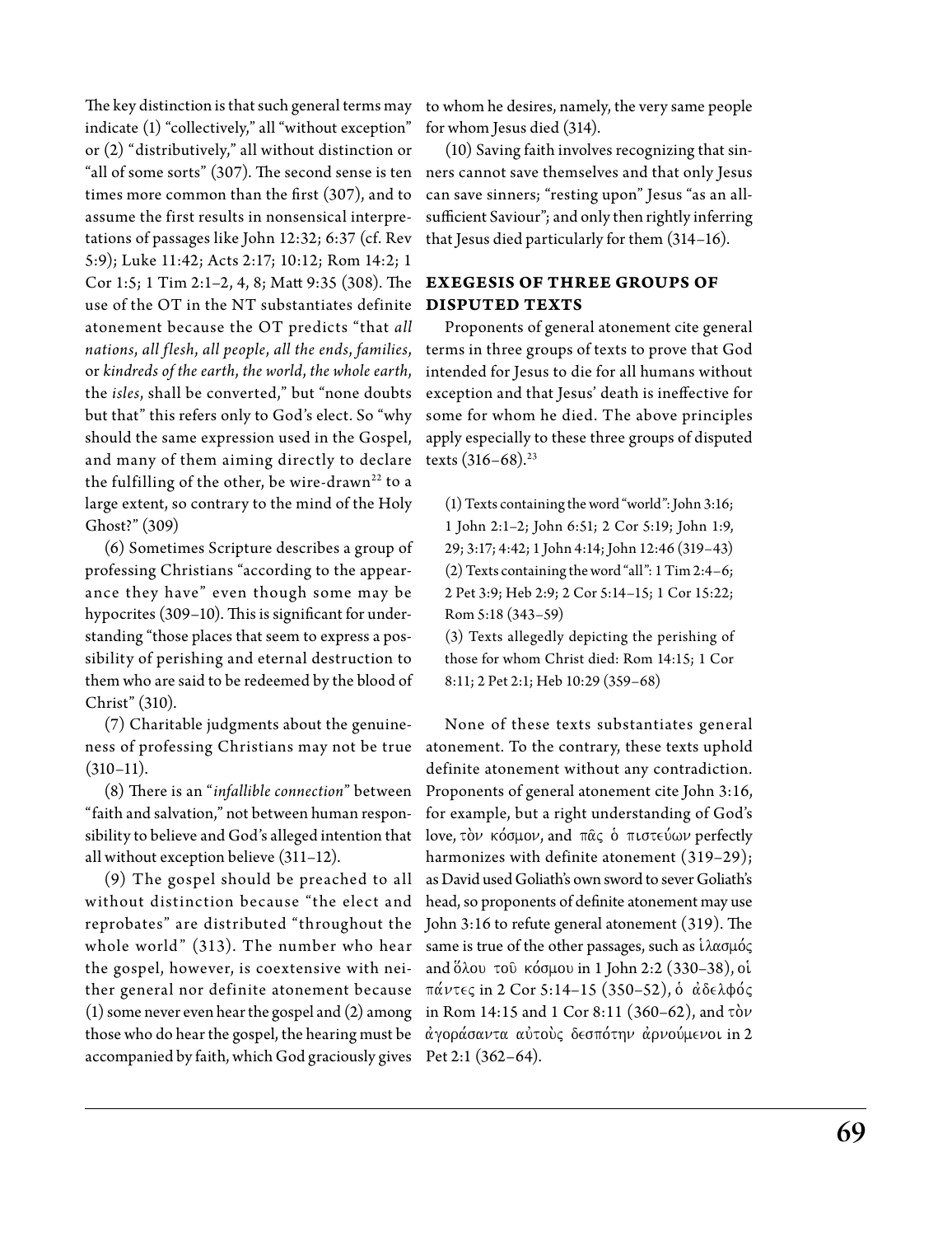The key distinction is that such general terms may indicate (1) "collectively," all "without exception" or (2) "distributively," all without distinction or "all of some sorts" (307). The second sense is ten times more common than the first (307), and to assume the first results in nonsensical interpretations of passages like John 12:32; 6:37 (cf. Rev 5:9); Luke 11:42; Acts 2:17; 10:12; Rom 14:2; 1 Cor 1:5; 1 Tim 2:1–2, 4, 8; Matt 9:35 (308). The use of the OT in the NT substantiates definite atonement because the OT predicts "that *all nations*, *all flesh*, *all people*, *all the ends*, *families*, or *kindreds of the earth*, *the world*, *the whole earth*, the *isles*, shall be converted," but "none doubts but that" this refers only to God's elect. So "why should the same expression used in the Gospel, and many of them aiming directly to declare the fulfilling of the other, be wire-drawn[22] to a large extent, so contrary to the mind of the Holy Ghost?" (309)

(6) Sometimes Scripture describes a group of professing Christians "according to the appearance they have" even though some may be hypocrites (309–10). This is significant for understanding "those places that seem to express a possibility of perishing and eternal destruction to them who are said to be redeemed by the blood of Christ" (310).

(7) Charitable judgments about the genuineness of professing Christians may not be true (310–11).

(8) There is an "*infallible connection*" between "faith and salvation," not between human responsibility to believe and God's alleged intention that all without exception believe (311–12).

(9) The gospel should be preached to all without distinction because "the elect and reprobates" are distributed "throughout the whole world" (313). The number who hear the gospel, however, is coextensive with neither general nor definite atonement because (1) some never even hear the gospel and (2) among those who do hear the gospel, the hearing must be accompanied by faith, which God graciously gives to whom he desires, namely, the very same people for whom Jesus died (314).

(10) Saving faith involves recognizing that sinners cannot save themselves and that only Jesus can save sinners; "resting upon" Jesus "as an all-sufficient Saviour"; and only then rightly inferring that Jesus died particularly for them (314–16).

## EXEGESIS OF THREE GROUPS OF DISPUTED TEXTS

Proponents of general atonement cite general terms in three groups of texts to prove that God intended for Jesus to die for all humans without exception and that Jesus' death is ineffective for some for whom he died. The above principles apply especially to these three groups of disputed texts (316–68).[23]

(1) Texts containing the word "world": John 3:16; 1 John 2:1–2; John 6:51; 2 Cor 5:19; John 1:9, 29; 3:17; 4:42; 1 John 4:14; John 12:46 (319–43)
(2) Texts containing the word "all": 1 Tim 2:4–6; 2 Pet 3:9; Heb 2:9; 2 Cor 5:14–15; 1 Cor 15:22; Rom 5:18 (343–59)
(3) Texts allegedly depicting the perishing of those for whom Christ died: Rom 14:15; 1 Cor 8:11; 2 Pet 2:1; Heb 10:29 (359–68)

None of these texts substantiates general atonement. To the contrary, these texts uphold definite atonement without any contradiction. Proponents of general atonement cite John 3:16, for example, but a right understanding of God's love, τὸν κόσμον, and πᾶς ὁ πιστεύων perfectly harmonizes with definite atonement (319–29); as David used Goliath's own sword to sever Goliath's head, so proponents of definite atonement may use John 3:16 to refute general atonement (319). The same is true of the other passages, such as ἱλασμός and ὅλου τοῦ κόσμου in 1 John 2:2 (330–38), οἱ πάντες in 2 Cor 5:14–15 (350–52), ὁ ἀδελφός in Rom 14:15 and 1 Cor 8:11 (360–62), and τὸν ἀγοράσαντα αὐτοὺς δεσπότην ἀρνούμενοι in 2 Pet 2:1 (362–64).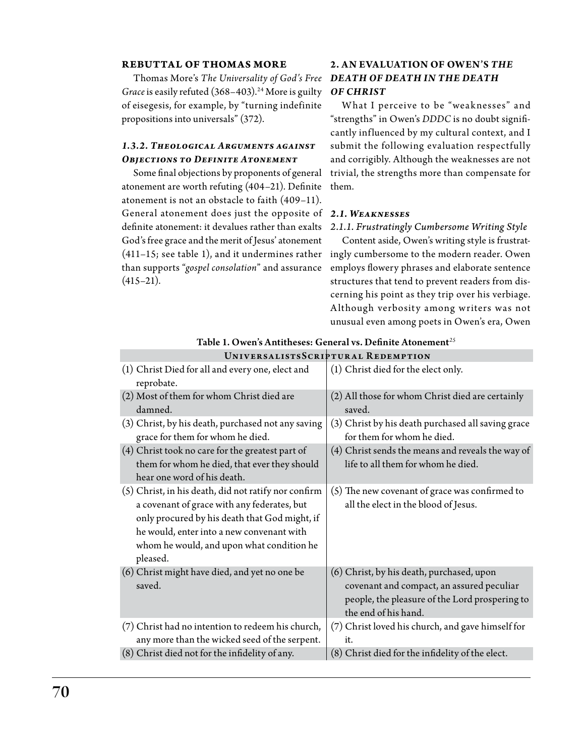**REBUTTAL OF THOMAS MORE**

Thomas More's *The Universality of God's Free Grace* is easily refuted (368–403).[24] More is guilty of eisegesis, for example, by "turning indefinite propositions into universals" (372).

### *1.3.2. Theological Arguments against Objections to Definite Atonement*

Some final objections by proponents of general atonement are worth refuting (404–21). Definite atonement is not an obstacle to faith (409–11). General atonement does just the opposite of definite atonement: it devalues rather than exalts God's free grace and the merit of Jesus' atonement (411–15; see table 1), and it undermines rather than supports "*gospel consolation*" and assurance (415–21).

## 2. AN EVALUATION OF OWEN'S *THE DEATH OF DEATH IN THE DEATH OF CHRIST*

What I perceive to be "weaknesses" and "strengths" in Owen's *DDDC* is no doubt significantly influenced by my cultural context, and I submit the following evaluation respectfully and corrigibly. Although the weaknesses are not trivial, the strengths more than compensate for them.

### *2.1. Weaknesses*

#### *2.1.1. Frustratingly Cumbersome Writing Style*

Content aside, Owen's writing style is frustratingly cumbersome to the modern reader. Owen employs flowery phrases and elaborate sentence structures that tend to prevent readers from discerning his point as they trip over his verbiage. Although verbosity among writers was not unusual even among poets in Owen's era, Owen

**Table 1. Owen's Antitheses: General vs. Definite Atonement**[25]

| Universalists | Scriptural Redemption |
|---|---|
| (1) Christ Died for all and every one, elect and reprobate. | (1) Christ died for the elect only. |
| (2) Most of them for whom Christ died are damned. | (2) All those for whom Christ died are certainly saved. |
| (3) Christ, by his death, purchased not any saving grace for them for whom he died. | (3) Christ by his death purchased all saving grace for them for whom he died. |
| (4) Christ took no care for the greatest part of them for whom he died, that ever they should hear one word of his death. | (4) Christ sends the means and reveals the way of life to all them for whom he died. |
| (5) Christ, in his death, did not ratify nor confirm a covenant of grace with any federates, but only procured by his death that God might, if he would, enter into a new convenant with whom he would, and upon what condition he pleased. | (5) The new covenant of grace was confirmed to all the elect in the blood of Jesus. |
| (6) Christ might have died, and yet no one be saved. | (6) Christ, by his death, purchased, upon covenant and compact, an assured peculiar people, the pleasure of the Lord prospering to the end of his hand. |
| (7) Christ had no intention to redeem his church, any more than the wicked seed of the serpent. | (7) Christ loved his church, and gave himself for it. |
| (8) Christ died not for the infidelity of any. | (8) Christ died for the infidelity of the elect. |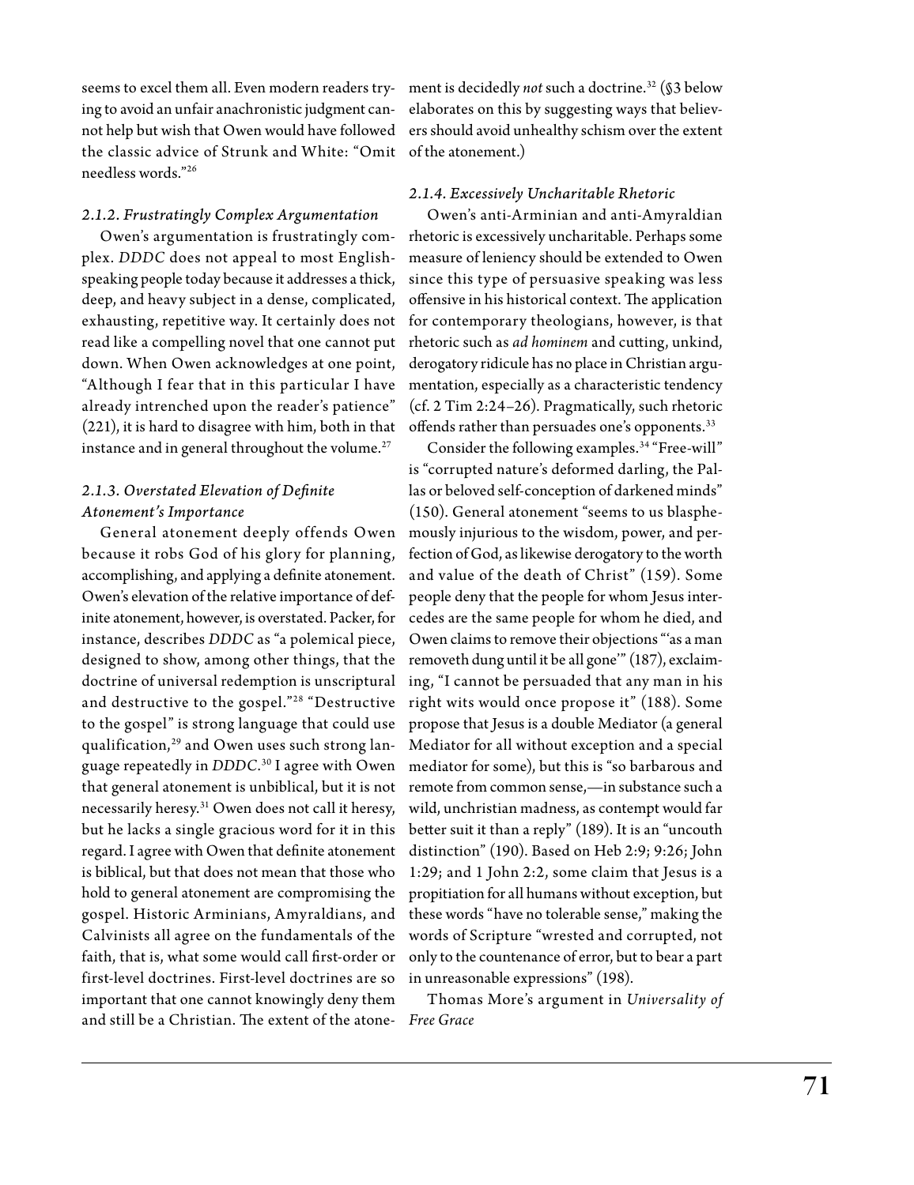seems to excel them all. Even modern readers trying to avoid an unfair anachronistic judgment cannot help but wish that Owen would have followed the classic advice of Strunk and White: "Omit needless words."[26]

#### *2.1.2. Frustratingly Complex Argumentation*

Owen's argumentation is frustratingly complex. *DDDC* does not appeal to most English-speaking people today because it addresses a thick, deep, and heavy subject in a dense, complicated, exhausting, repetitive way. It certainly does not read like a compelling novel that one cannot put down. When Owen acknowledges at one point, "Although I fear that in this particular I have already intrenched upon the reader's patience" (221), it is hard to disagree with him, both in that instance and in general throughout the volume.[27]

#### *2.1.3. Overstated Elevation of Definite Atonement's Importance*

General atonement deeply offends Owen because it robs God of his glory for planning, accomplishing, and applying a definite atonement. Owen's elevation of the relative importance of definite atonement, however, is overstated. Packer, for instance, describes *DDDC* as "a polemical piece, designed to show, among other things, that the doctrine of universal redemption is unscriptural and destructive to the gospel."[28] "Destructive to the gospel" is strong language that could use qualification,[29] and Owen uses such strong language repeatedly in *DDDC*.[30] I agree with Owen that general atonement is unbiblical, but it is not necessarily heresy.[31] Owen does not call it heresy, but he lacks a single gracious word for it in this regard. I agree with Owen that definite atonement is biblical, but that does not mean that those who hold to general atonement are compromising the gospel. Historic Arminians, Amyraldians, and Calvinists all agree on the fundamentals of the faith, that is, what some would call first-order or first-level doctrines. First-level doctrines are so important that one cannot knowingly deny them and still be a Christian. The extent of the atonement is decidedly *not* such a doctrine.[32] (§3 below elaborates on this by suggesting ways that believers should avoid unhealthy schism over the extent of the atonement.)

#### *2.1.4. Excessively Uncharitable Rhetoric*

Owen's anti-Arminian and anti-Amyraldian rhetoric is excessively uncharitable. Perhaps some measure of leniency should be extended to Owen since this type of persuasive speaking was less offensive in his historical context. The application for contemporary theologians, however, is that rhetoric such as *ad hominem* and cutting, unkind, derogatory ridicule has no place in Christian argumentation, especially as a characteristic tendency (cf. 2 Tim 2:24–26). Pragmatically, such rhetoric offends rather than persuades one's opponents.[33]

Consider the following examples.[34] "Free-will" is "corrupted nature's deformed darling, the Pallas or beloved self-conception of darkened minds" (150). General atonement "seems to us blasphemously injurious to the wisdom, power, and perfection of God, as likewise derogatory to the worth and value of the death of Christ" (159). Some people deny that the people for whom Jesus intercedes are the same people for whom he died, and Owen claims to remove their objections "'as a man removeth dung until it be all gone'" (187), exclaiming, "I cannot be persuaded that any man in his right wits would once propose it" (188). Some propose that Jesus is a double Mediator (a general Mediator for all without exception and a special mediator for some), but this is "so barbarous and remote from common sense,—in substance such a wild, unchristian madness, as contempt would far better suit it than a reply" (189). It is an "uncouth distinction" (190). Based on Heb 2:9; 9:26; John 1:29; and 1 John 2:2, some claim that Jesus is a propitiation for all humans without exception, but these words "have no tolerable sense," making the words of Scripture "wrested and corrupted, not only to the countenance of error, but to bear a part in unreasonable expressions" (198).

Thomas More's argument in *Universality of Free Grace*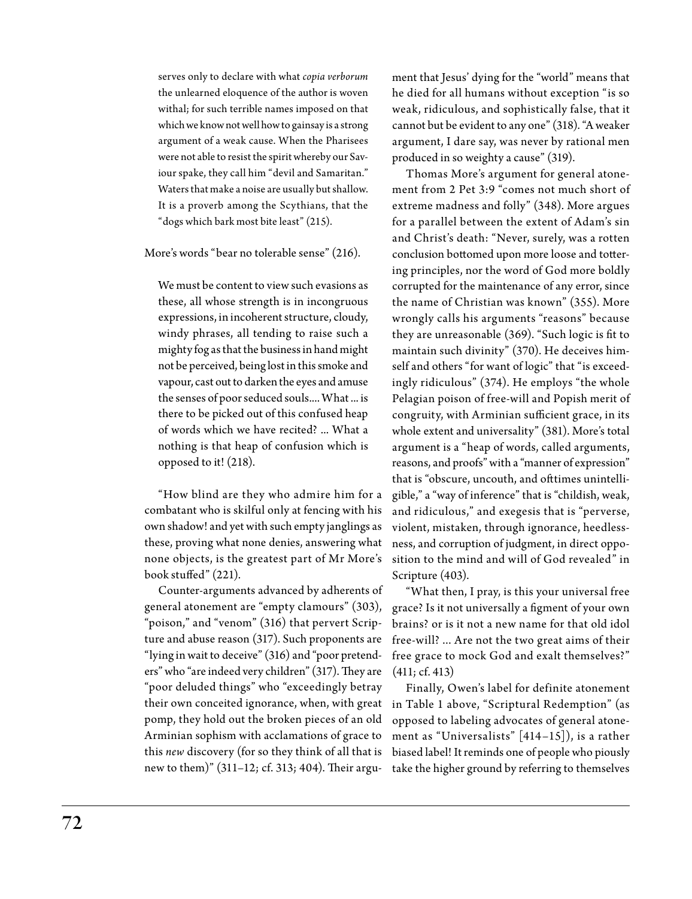serves only to declare with what *copia verborum* the unlearned eloquence of the author is woven withal; for such terrible names imposed on that which we know not well how to gainsay is a strong argument of a weak cause. When the Pharisees were not able to resist the spirit whereby our Saviour spake, they call him "devil and Samaritan." Waters that make a noise are usually but shallow. It is a proverb among the Scythians, that the "dogs which bark most bite least" (215).

More's words "bear no tolerable sense" (216).

> We must be content to view such evasions as these, all whose strength is in incongruous expressions, in incoherent structure, cloudy, windy phrases, all tending to raise such a mighty fog as that the business in hand might not be perceived, being lost in this smoke and vapour, cast out to darken the eyes and amuse the senses of poor seduced souls.... What ... is there to be picked out of this confused heap of words which we have recited? ... What a nothing is that heap of confusion which is opposed to it! (218).

"How blind are they who admire him for a combatant who is skilful only at fencing with his own shadow! and yet with such empty janglings as these, proving what none denies, answering what none objects, is the greatest part of Mr More's book stuffed" (221).

Counter-arguments advanced by adherents of general atonement are "empty clamours" (303), "poison," and "venom" (316) that pervert Scripture and abuse reason (317). Such proponents are "lying in wait to deceive" (316) and "poor pretenders" who "are indeed very children" (317). They are "poor deluded things" who "exceedingly betray their own conceited ignorance, when, with great pomp, they hold out the broken pieces of an old Arminian sophism with acclamations of grace to this *new* discovery (for so they think of all that is new to them)" (311–12; cf. 313; 404). Their argument that Jesus' dying for the "world" means that he died for all humans without exception "is so weak, ridiculous, and sophistically false, that it cannot but be evident to any one" (318). "A weaker argument, I dare say, was never by rational men produced in so weighty a cause" (319).

Thomas More's argument for general atonement from 2 Pet 3:9 "comes not much short of extreme madness and folly" (348). More argues for a parallel between the extent of Adam's sin and Christ's death: "Never, surely, was a rotten conclusion bottomed upon more loose and tottering principles, nor the word of God more boldly corrupted for the maintenance of any error, since the name of Christian was known" (355). More wrongly calls his arguments "reasons" because they are unreasonable (369). "Such logic is fit to maintain such divinity" (370). He deceives himself and others "for want of logic" that "is exceedingly ridiculous" (374). He employs "the whole Pelagian poison of free-will and Popish merit of congruity, with Arminian sufficient grace, in its whole extent and universality" (381). More's total argument is a "heap of words, called arguments, reasons, and proofs" with a "manner of expression" that is "obscure, uncouth, and ofttimes unintelligible," a "way of inference" that is "childish, weak, and ridiculous," and exegesis that is "perverse, violent, mistaken, through ignorance, heedlessness, and corruption of judgment, in direct opposition to the mind and will of God revealed" in Scripture (403).

"What then, I pray, is this your universal free grace? Is it not universally a figment of your own brains? or is it not a new name for that old idol free-will? ... Are not the two great aims of their free grace to mock God and exalt themselves?" (411; cf. 413)

Finally, Owen's label for definite atonement in Table 1 above, "Scriptural Redemption" (as opposed to labeling advocates of general atonement as "Universalists" [414–15]), is a rather biased label! It reminds one of people who piously take the higher ground by referring to themselves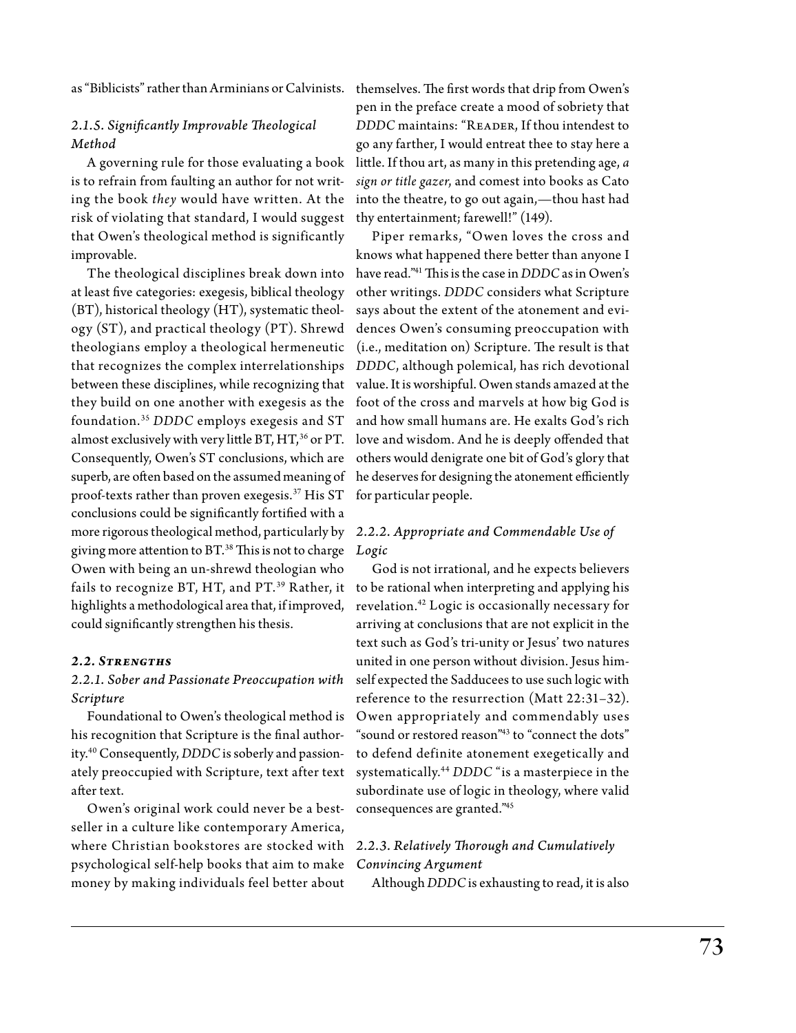as "Biblicists" rather than Arminians or Calvinists.

### *2.1.5. Significantly Improvable Theological Method*

A governing rule for those evaluating a book is to refrain from faulting an author for not writing the book *they* would have written. At the risk of violating that standard, I would suggest that Owen's theological method is significantly improvable.

The theological disciplines break down into at least five categories: exegesis, biblical theology (BT), historical theology (HT), systematic theology (ST), and practical theology (PT). Shrewd theologians employ a theological hermeneutic that recognizes the complex interrelationships between these disciplines, while recognizing that they build on one another with exegesis as the foundation.[35] *DDDC* employs exegesis and ST almost exclusively with very little BT, HT,[36] or PT. Consequently, Owen's ST conclusions, which are superb, are often based on the assumed meaning of proof-texts rather than proven exegesis.[37] His ST conclusions could be significantly fortified with a more rigorous theological method, particularly by giving more attention to BT.[38] This is not to charge Owen with being an un-shrewd theologian who fails to recognize BT, HT, and PT.[39] Rather, it highlights a methodological area that, if improved, could significantly strengthen his thesis.

## *2.2. Strengths*

### *2.2.1. Sober and Passionate Preoccupation with Scripture*

Foundational to Owen's theological method is his recognition that Scripture is the final authority.[40] Consequently, *DDDC* is soberly and passionately preoccupied with Scripture, text after text after text.

Owen's original work could never be a bestseller in a culture like contemporary America, where Christian bookstores are stocked with psychological self-help books that aim to make money by making individuals feel better about themselves. The first words that drip from Owen's pen in the preface create a mood of sobriety that *DDDC* maintains: "Reader, If thou intendest to go any farther, I would entreat thee to stay here a little. If thou art, as many in this pretending age, *a sign or title gazer*, and comest into books as Cato into the theatre, to go out again,—thou hast had thy entertainment; farewell!" (149).

Piper remarks, "Owen loves the cross and knows what happened there better than anyone I have read."[41] This is the case in *DDDC* as in Owen's other writings. *DDDC* considers what Scripture says about the extent of the atonement and evidences Owen's consuming preoccupation with (i.e., meditation on) Scripture. The result is that *DDDC*, although polemical, has rich devotional value. It is worshipful. Owen stands amazed at the foot of the cross and marvels at how big God is and how small humans are. He exalts God's rich love and wisdom. And he is deeply offended that others would denigrate one bit of God's glory that he deserves for designing the atonement efficiently for particular people.

### *2.2.2. Appropriate and Commendable Use of Logic*

God is not irrational, and he expects believers to be rational when interpreting and applying his revelation.[42] Logic is occasionally necessary for arriving at conclusions that are not explicit in the text such as God's tri-unity or Jesus' two natures united in one person without division. Jesus himself expected the Sadducees to use such logic with reference to the resurrection (Matt 22:31–32). Owen appropriately and commendably uses "sound or restored reason"[43] to "connect the dots" to defend definite atonement exegetically and systematically.[44] *DDDC* "is a masterpiece in the subordinate use of logic in theology, where valid consequences are granted."[45]

### *2.2.3. Relatively Thorough and Cumulatively Convincing Argument*

Although *DDDC* is exhausting to read, it is also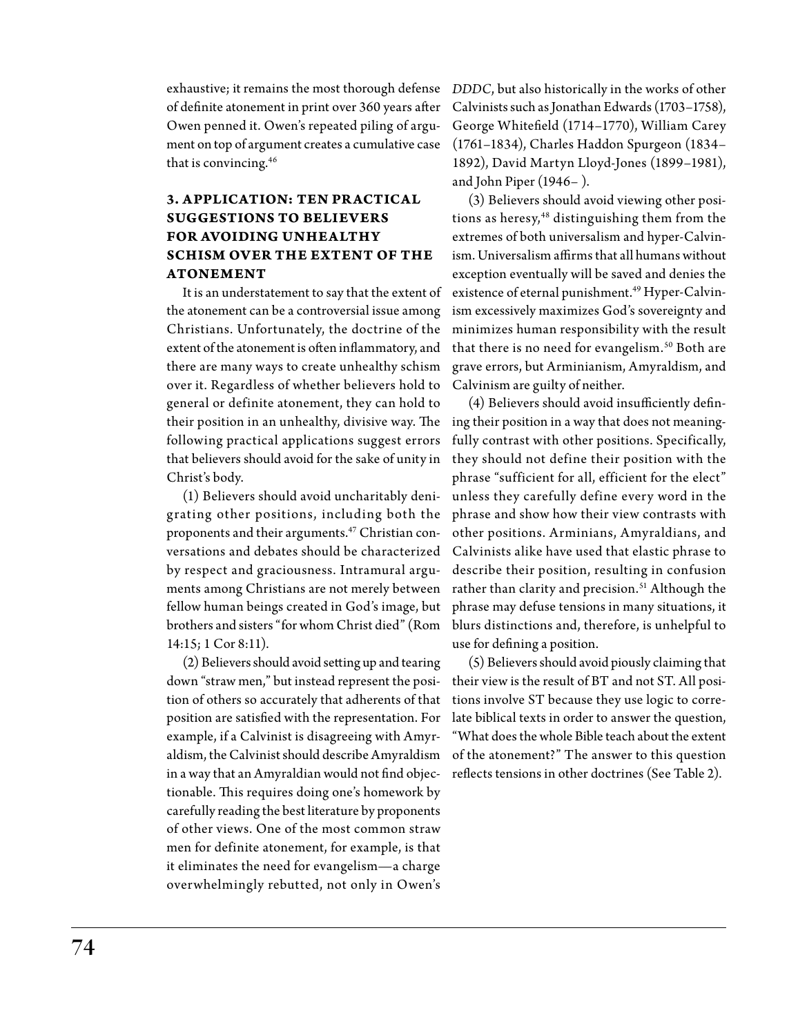exhaustive; it remains the most thorough defense of definite atonement in print over 360 years after Owen penned it. Owen's repeated piling of argument on top of argument creates a cumulative case that is convincing.[46]

## 3. APPLICATION: TEN PRACTICAL SUGGESTIONS TO BELIEVERS FOR AVOIDING UNHEALTHY SCHISM OVER THE EXTENT OF THE ATONEMENT

It is an understatement to say that the extent of the atonement can be a controversial issue among Christians. Unfortunately, the doctrine of the extent of the atonement is often inflammatory, and there are many ways to create unhealthy schism over it. Regardless of whether believers hold to general or definite atonement, they can hold to their position in an unhealthy, divisive way. The following practical applications suggest errors that believers should avoid for the sake of unity in Christ's body.

(1) Believers should avoid uncharitably denigrating other positions, including both the proponents and their arguments.[47] Christian conversations and debates should be characterized by respect and graciousness. Intramural arguments among Christians are not merely between fellow human beings created in God's image, but brothers and sisters "for whom Christ died" (Rom 14:15; 1 Cor 8:11).

(2) Believers should avoid setting up and tearing down "straw men," but instead represent the position of others so accurately that adherents of that position are satisfied with the representation. For example, if a Calvinist is disagreeing with Amyraldism, the Calvinist should describe Amyraldism in a way that an Amyraldian would not find objectionable. This requires doing one's homework by carefully reading the best literature by proponents of other views. One of the most common straw men for definite atonement, for example, is that it eliminates the need for evangelism—a charge overwhelmingly rebutted, not only in Owen's *DDDC*, but also historically in the works of other Calvinists such as Jonathan Edwards (1703–1758), George Whitefield (1714–1770), William Carey (1761–1834), Charles Haddon Spurgeon (1834–1892), David Martyn Lloyd-Jones (1899–1981), and John Piper (1946– ).

(3) Believers should avoid viewing other positions as heresy,[48] distinguishing them from the extremes of both universalism and hyper-Calvinism. Universalism affirms that all humans without exception eventually will be saved and denies the existence of eternal punishment.[49] Hyper-Calvinism excessively maximizes God's sovereignty and minimizes human responsibility with the result that there is no need for evangelism.[50] Both are grave errors, but Arminianism, Amyraldism, and Calvinism are guilty of neither.

(4) Believers should avoid insufficiently defining their position in a way that does not meaningfully contrast with other positions. Specifically, they should not define their position with the phrase "sufficient for all, efficient for the elect" unless they carefully define every word in the phrase and show how their view contrasts with other positions. Arminians, Amyraldians, and Calvinists alike have used that elastic phrase to describe their position, resulting in confusion rather than clarity and precision.[51] Although the phrase may defuse tensions in many situations, it blurs distinctions and, therefore, is unhelpful to use for defining a position.

(5) Believers should avoid piously claiming that their view is the result of BT and not ST. All positions involve ST because they use logic to correlate biblical texts in order to answer the question, "What does the whole Bible teach about the extent of the atonement?" The answer to this question reflects tensions in other doctrines (See Table 2).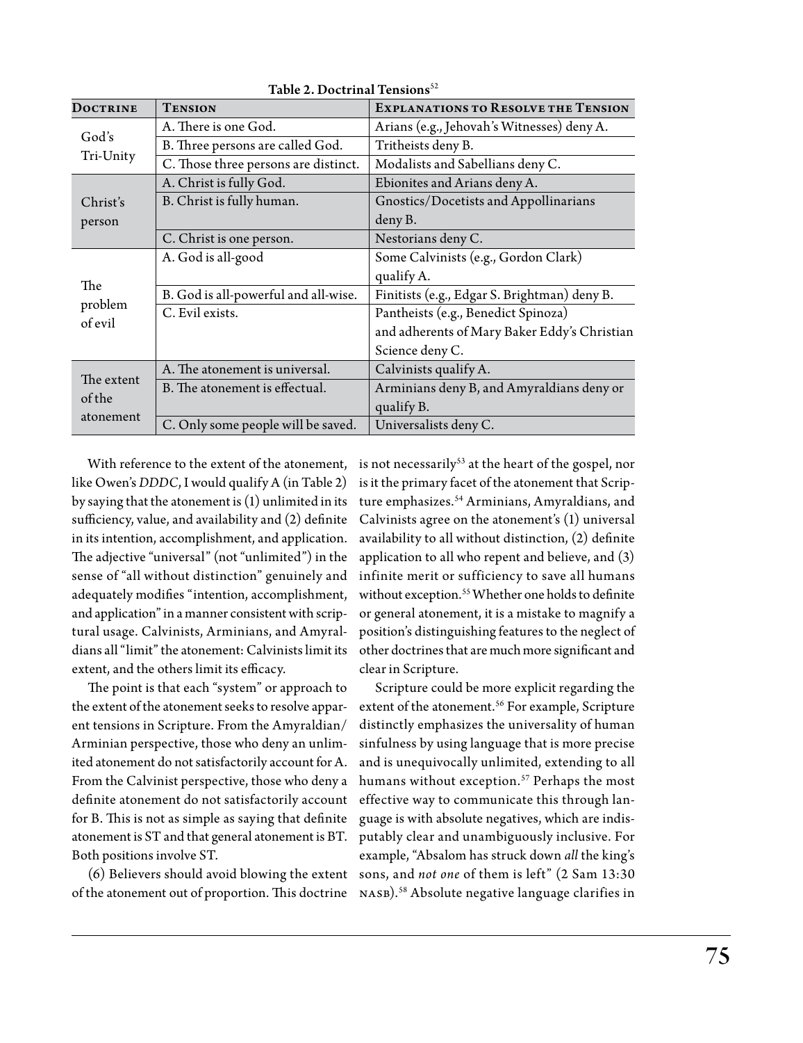**Table 2. Doctrinal Tensions**[52]

| Doctrine | Tension | Explanations to Resolve the Tension |
|---|---|---|
| God's Tri-Unity | A. There is one God. | Arians (e.g., Jehovah's Witnesses) deny A. |
| | B. Three persons are called God. | Tritheists deny B. |
| | C. Those three persons are distinct. | Modalists and Sabellians deny C. |
| Christ's person | A. Christ is fully God. | Ebionites and Arians deny A. |
| | B. Christ is fully human. | Gnostics/Docetists and Appollinarians deny B. |
| | C. Christ is one person. | Nestorians deny C. |
| The problem of evil | A. God is all-good | Some Calvinists (e.g., Gordon Clark) qualify A. |
| | B. God is all-powerful and all-wise. | Finitists (e.g., Edgar S. Brightman) deny B. |
| | C. Evil exists. | Pantheists (e.g., Benedict Spinoza) and adherents of Mary Baker Eddy's Christian Science deny C. |
| The extent of the atonement | A. The atonement is universal. | Calvinists qualify A. |
| | B. The atonement is effectual. | Arminians deny B, and Amyraldians deny or qualify B. |
| | C. Only some people will be saved. | Universalists deny C. |

With reference to the extent of the atonement, like Owen's *DDDC*, I would qualify A (in Table 2) by saying that the atonement is (1) unlimited in its sufficiency, value, and availability and (2) definite in its intention, accomplishment, and application. The adjective "universal" (not "unlimited") in the sense of "all without distinction" genuinely and adequately modifies "intention, accomplishment, and application" in a manner consistent with scriptural usage. Calvinists, Arminians, and Amyraldians all "limit" the atonement: Calvinists limit its extent, and the others limit its efficacy.

The point is that each "system" or approach to the extent of the atonement seeks to resolve apparent tensions in Scripture. From the Amyraldian/Arminian perspective, those who deny an unlimited atonement do not satisfactorily account for A. From the Calvinist perspective, those who deny a definite atonement do not satisfactorily account for B. This is not as simple as saying that definite atonement is ST and that general atonement is BT. Both positions involve ST.

(6) Believers should avoid blowing the extent of the atonement out of proportion. This doctrine is not necessarily[53] at the heart of the gospel, nor is it the primary facet of the atonement that Scripture emphasizes.[54] Arminians, Amyraldians, and Calvinists agree on the atonement's (1) universal availability to all without distinction, (2) definite application to all who repent and believe, and (3) infinite merit or sufficiency to save all humans without exception.[55] Whether one holds to definite or general atonement, it is a mistake to magnify a position's distinguishing features to the neglect of other doctrines that are much more significant and clear in Scripture.

Scripture could be more explicit regarding the extent of the atonement.[56] For example, Scripture distinctly emphasizes the universality of human sinfulness by using language that is more precise and is unequivocally unlimited, extending to all humans without exception.[57] Perhaps the most effective way to communicate this through language is with absolute negatives, which are indisputably clear and unambiguously inclusive. For example, "Absalom has struck down *all* the king's sons, and *not one* of them is left" (2 Sam 13:30 NASB).[58] Absolute negative language clarifies in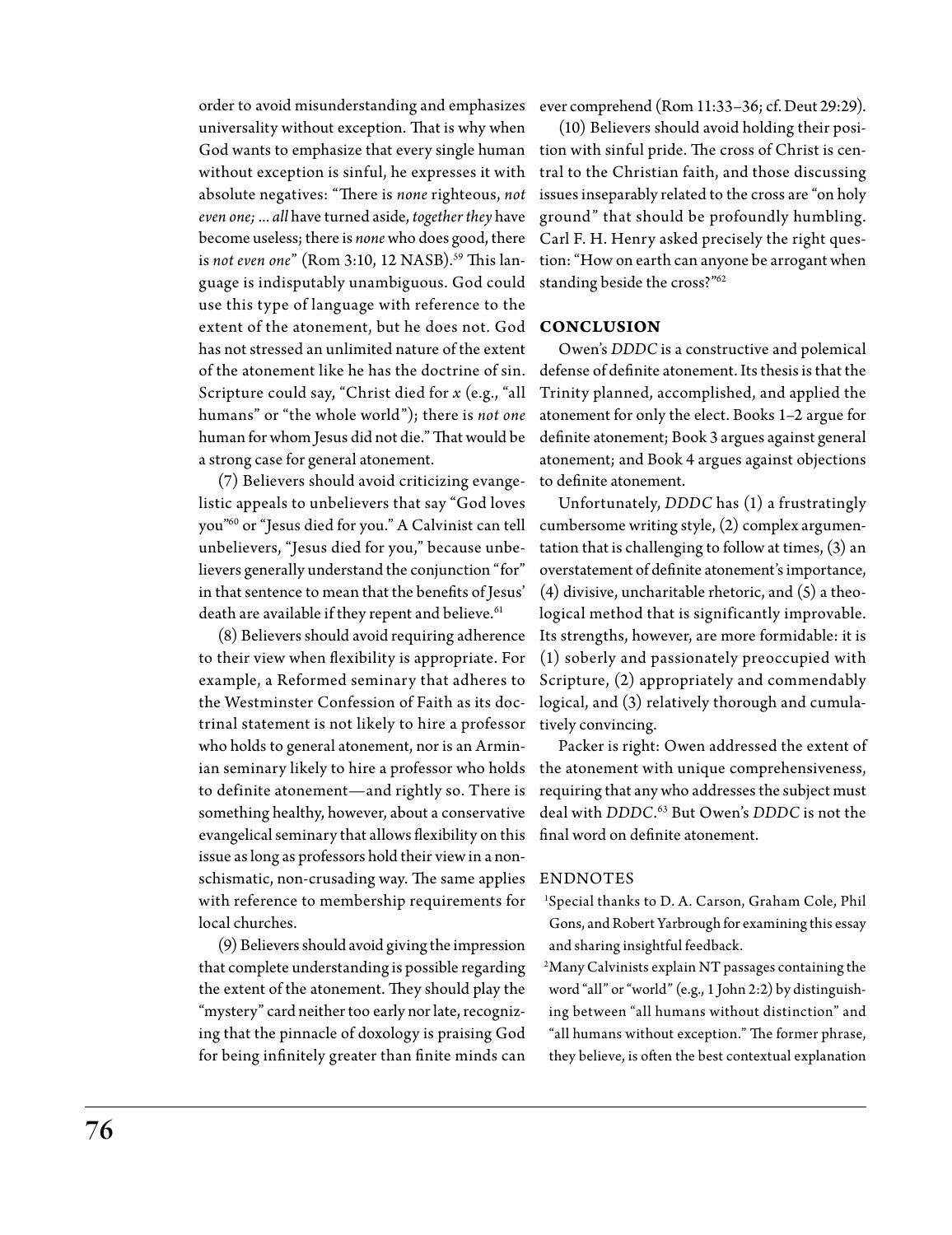order to avoid misunderstanding and emphasizes universality without exception. That is why when God wants to emphasize that every single human without exception is sinful, he expresses it with absolute negatives: "There is *none* righteous, *not even one; ... all* have turned aside, *together they* have become useless; there is *none* who does good, there is *not even one*" (Rom 3:10, 12 NASB).[59] This language is indisputably unambiguous. God could use this type of language with reference to the extent of the atonement, but he does not. God has not stressed an unlimited nature of the extent of the atonement like he has the doctrine of sin. Scripture could say, "Christ died for *x* (e.g., "all humans" or "the whole world"); there is *not one* human for whom Jesus did not die." That would be a strong case for general atonement.

(7) Believers should avoid criticizing evangelistic appeals to unbelievers that say "God loves you"[60] or "Jesus died for you." A Calvinist can tell unbelievers, "Jesus died for you," because unbelievers generally understand the conjunction "for" in that sentence to mean that the benefits of Jesus' death are available if they repent and believe.[61]

(8) Believers should avoid requiring adherence to their view when flexibility is appropriate. For example, a Reformed seminary that adheres to the Westminster Confession of Faith as its doctrinal statement is not likely to hire a professor who holds to general atonement, nor is an Arminian seminary likely to hire a professor who holds to definite atonement—and rightly so. There is something healthy, however, about a conservative evangelical seminary that allows flexibility on this issue as long as professors hold their view in a non-schismatic, non-crusading way. The same applies with reference to membership requirements for local churches.

(9) Believers should avoid giving the impression that complete understanding is possible regarding the extent of the atonement. They should play the "mystery" card neither too early nor late, recognizing that the pinnacle of doxology is praising God for being infinitely greater than finite minds can ever comprehend (Rom 11:33–36; cf. Deut 29:29).

(10) Believers should avoid holding their position with sinful pride. The cross of Christ is central to the Christian faith, and those discussing issues inseparably related to the cross are "on holy ground" that should be profoundly humbling. Carl F. H. Henry asked precisely the right question: "How on earth can anyone be arrogant when standing beside the cross?"[62]

## CONCLUSION

Owen's *DDDC* is a constructive and polemical defense of definite atonement. Its thesis is that the Trinity planned, accomplished, and applied the atonement for only the elect. Books 1–2 argue for definite atonement; Book 3 argues against general atonement; and Book 4 argues against objections to definite atonement.

Unfortunately, *DDDC* has (1) a frustratingly cumbersome writing style, (2) complex argumentation that is challenging to follow at times, (3) an overstatement of definite atonement's importance, (4) divisive, uncharitable rhetoric, and (5) a theological method that is significantly improvable. Its strengths, however, are more formidable: it is (1) soberly and passionately preoccupied with Scripture, (2) appropriately and commendably logical, and (3) relatively thorough and cumulatively convincing.

Packer is right: Owen addressed the extent of the atonement with unique comprehensiveness, requiring that any who addresses the subject must deal with *DDDC*.[63] But Owen's *DDDC* is not the final word on definite atonement.

## ENDNOTES

[1]Special thanks to D. A. Carson, Graham Cole, Phil Gons, and Robert Yarbrough for examining this essay and sharing insightful feedback.

[2]Many Calvinists explain NT passages containing the word "all" or "world" (e.g., 1 John 2:2) by distinguishing between "all humans without distinction" and "all humans without exception." The former phrase, they believe, is often the best contextual explanation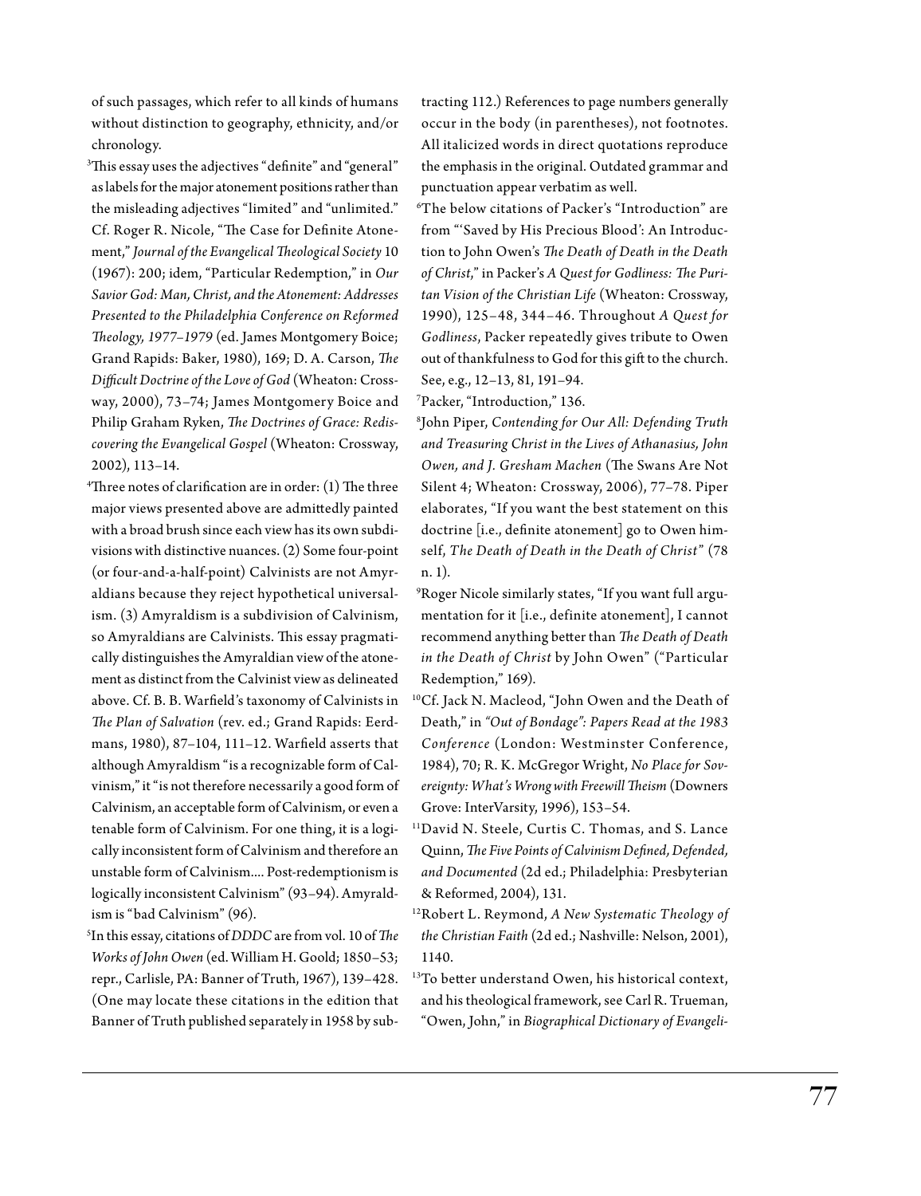of such passages, which refer to all kinds of humans without distinction to geography, ethnicity, and/or chronology.

[3]This essay uses the adjectives "definite" and "general" as labels for the major atonement positions rather than the misleading adjectives "limited" and "unlimited." Cf. Roger R. Nicole, "The Case for Definite Atonement," *Journal of the Evangelical Theological Society* 10 (1967): 200; idem, "Particular Redemption," in *Our Savior God: Man, Christ, and the Atonement: Addresses Presented to the Philadelphia Conference on Reformed Theology, 1977–1979* (ed. James Montgomery Boice; Grand Rapids: Baker, 1980), 169; D. A. Carson, *The Difficult Doctrine of the Love of God* (Wheaton: Crossway, 2000), 73–74; James Montgomery Boice and Philip Graham Ryken, *The Doctrines of Grace: Rediscovering the Evangelical Gospel* (Wheaton: Crossway, 2002), 113–14.

[4]Three notes of clarification are in order: (1) The three major views presented above are admittedly painted with a broad brush since each view has its own subdivisions with distinctive nuances. (2) Some four-point (or four-and-a-half-point) Calvinists are not Amyraldians because they reject hypothetical universalism. (3) Amyraldism is a subdivision of Calvinism, so Amyraldians are Calvinists. This essay pragmatically distinguishes the Amyraldian view of the atonement as distinct from the Calvinist view as delineated above. Cf. B. B. Warfield's taxonomy of Calvinists in *The Plan of Salvation* (rev. ed.; Grand Rapids: Eerdmans, 1980), 87–104, 111–12. Warfield asserts that although Amyraldism "is a recognizable form of Calvinism," it "is not therefore necessarily a good form of Calvinism, an acceptable form of Calvinism, or even a tenable form of Calvinism. For one thing, it is a logically inconsistent form of Calvinism and therefore an unstable form of Calvinism.... Post-redemptionism is logically inconsistent Calvinism" (93–94). Amyraldism is "bad Calvinism" (96).

[5]In this essay, citations of *DDDC* are from vol. 10 of *The Works of John Owen* (ed. William H. Goold; 1850–53; repr., Carlisle, PA: Banner of Truth, 1967), 139–428. (One may locate these citations in the edition that Banner of Truth published separately in 1958 by subtracting 112.) References to page numbers generally occur in the body (in parentheses), not footnotes. All italicized words in direct quotations reproduce the emphasis in the original. Outdated grammar and punctuation appear verbatim as well.

[6]The below citations of Packer's "Introduction" are from "'Saved by His Precious Blood': An Introduction to John Owen's *The Death of Death in the Death of Christ*," in Packer's *A Quest for Godliness: The Puritan Vision of the Christian Life* (Wheaton: Crossway, 1990), 125–48, 344–46. Throughout *A Quest for Godliness*, Packer repeatedly gives tribute to Owen out of thankfulness to God for this gift to the church. See, e.g., 12–13, 81, 191–94.

[7]Packer, "Introduction," 136.

[8]John Piper, *Contending for Our All: Defending Truth and Treasuring Christ in the Lives of Athanasius, John Owen, and J. Gresham Machen* (The Swans Are Not Silent 4; Wheaton: Crossway, 2006), 77–78. Piper elaborates, "If you want the best statement on this doctrine [i.e., definite atonement] go to Owen himself, *The Death of Death in the Death of Christ*" (78 n. 1).

[9]Roger Nicole similarly states, "If you want full argumentation for it [i.e., definite atonement], I cannot recommend anything better than *The Death of Death in the Death of Christ* by John Owen" ("Particular Redemption," 169).

[10]Cf. Jack N. Macleod, "John Owen and the Death of Death," in *"Out of Bondage": Papers Read at the 1983 Conference* (London: Westminster Conference, 1984), 70; R. K. McGregor Wright, *No Place for Sovereignty: What's Wrong with Freewill Theism* (Downers Grove: InterVarsity, 1996), 153–54.

[11]David N. Steele, Curtis C. Thomas, and S. Lance Quinn, *The Five Points of Calvinism Defined, Defended, and Documented* (2d ed.; Philadelphia: Presbyterian & Reformed, 2004), 131.

[12]Robert L. Reymond, *A New Systematic Theology of the Christian Faith* (2d ed.; Nashville: Nelson, 2001), 1140.

[13]To better understand Owen, his historical context, and his theological framework, see Carl R. Trueman, "Owen, John," in *Biographical Dictionary of Evangeli-*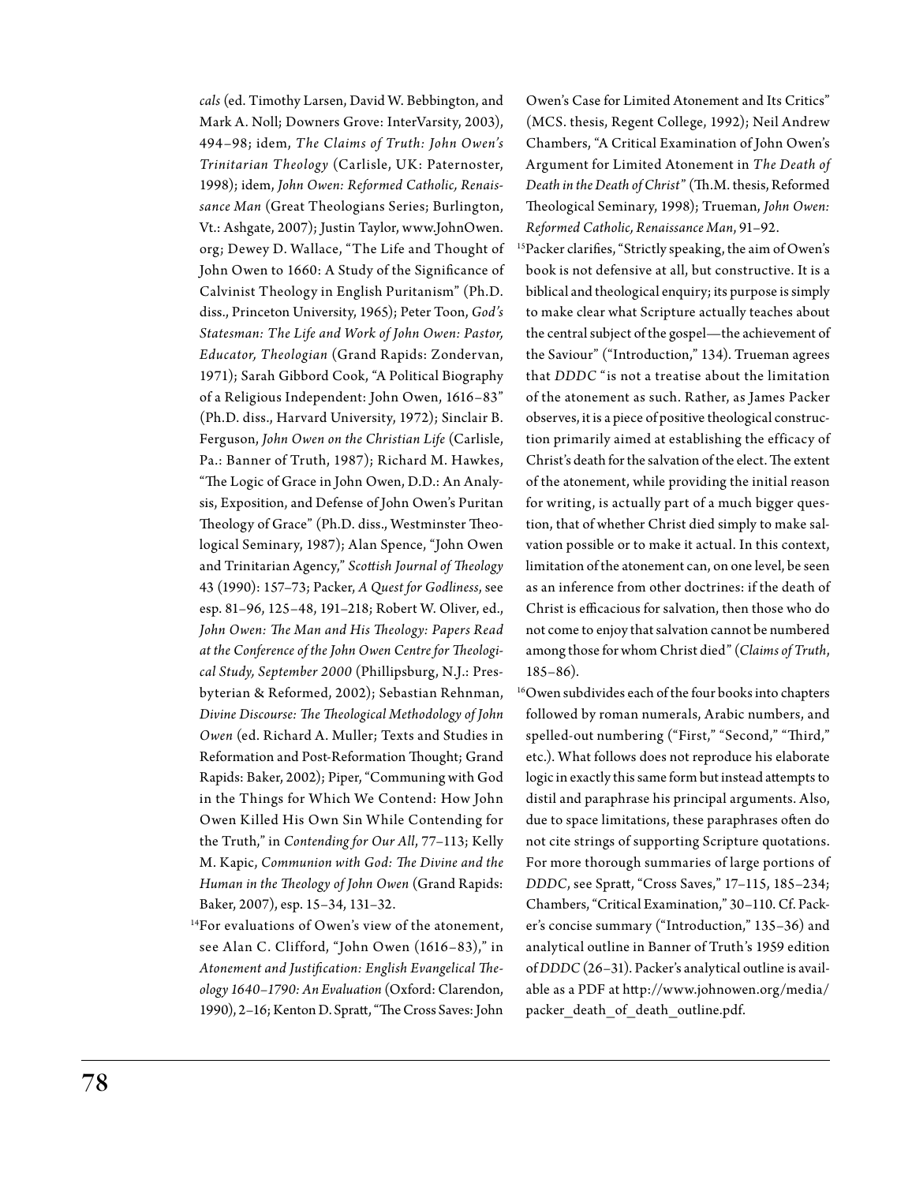*cals* (ed. Timothy Larsen, David W. Bebbington, and Mark A. Noll; Downers Grove: InterVarsity, 2003), 494–98; idem, *The Claims of Truth: John Owen's Trinitarian Theology* (Carlisle, UK: Paternoster, 1998); idem, *John Owen: Reformed Catholic, Renaissance Man* (Great Theologians Series; Burlington, Vt.: Ashgate, 2007); Justin Taylor, www.JohnOwen.org; Dewey D. Wallace, "The Life and Thought of John Owen to 1660: A Study of the Significance of Calvinist Theology in English Puritanism" (Ph.D. diss., Princeton University, 1965); Peter Toon, *God's Statesman: The Life and Work of John Owen: Pastor, Educator, Theologian* (Grand Rapids: Zondervan, 1971); Sarah Gibbord Cook, "A Political Biography of a Religious Independent: John Owen, 1616–83" (Ph.D. diss., Harvard University, 1972); Sinclair B. Ferguson, *John Owen on the Christian Life* (Carlisle, Pa.: Banner of Truth, 1987); Richard M. Hawkes, "The Logic of Grace in John Owen, D.D.: An Analysis, Exposition, and Defense of John Owen's Puritan Theology of Grace" (Ph.D. diss., Westminster Theological Seminary, 1987); Alan Spence, "John Owen and Trinitarian Agency," *Scottish Journal of Theology* 43 (1990): 157–73; Packer, *A Quest for Godliness*, see esp. 81–96, 125–48, 191–218; Robert W. Oliver, ed., *John Owen: The Man and His Theology: Papers Read at the Conference of the John Owen Centre for Theological Study, September 2000* (Phillipsburg, N.J.: Presbyterian & Reformed, 2002); Sebastian Rehnman, *Divine Discourse: The Theological Methodology of John Owen* (ed. Richard A. Muller; Texts and Studies in Reformation and Post-Reformation Thought; Grand Rapids: Baker, 2002); Piper, "Communing with God in the Things for Which We Contend: How John Owen Killed His Own Sin While Contending for the Truth," in *Contending for Our All*, 77–113; Kelly M. Kapic, *Communion with God: The Divine and the Human in the Theology of John Owen* (Grand Rapids: Baker, 2007), esp. 15–34, 131–32.

[14]For evaluations of Owen's view of the atonement, see Alan C. Clifford, "John Owen (1616–83)," in *Atonement and Justification: English Evangelical Theology 1640–1790: An Evaluation* (Oxford: Clarendon, 1990), 2–16; Kenton D. Spratt, "The Cross Saves: John Owen's Case for Limited Atonement and Its Critics" (MCS. thesis, Regent College, 1992); Neil Andrew Chambers, "A Critical Examination of John Owen's Argument for Limited Atonement in *The Death of Death in the Death of Christ*" (Th.M. thesis, Reformed Theological Seminary, 1998); Trueman, *John Owen: Reformed Catholic, Renaissance Man*, 91–92.

[15]Packer clarifies, "Strictly speaking, the aim of Owen's book is not defensive at all, but constructive. It is a biblical and theological enquiry; its purpose is simply to make clear what Scripture actually teaches about the central subject of the gospel—the achievement of the Saviour" ("Introduction," 134). Trueman agrees that *DDDC* "is not a treatise about the limitation of the atonement as such. Rather, as James Packer observes, it is a piece of positive theological construction primarily aimed at establishing the efficacy of Christ's death for the salvation of the elect. The extent of the atonement, while providing the initial reason for writing, is actually part of a much bigger question, that of whether Christ died simply to make salvation possible or to make it actual. In this context, limitation of the atonement can, on one level, be seen as an inference from other doctrines: if the death of Christ is efficacious for salvation, then those who do not come to enjoy that salvation cannot be numbered among those for whom Christ died" (*Claims of Truth*, 185–86).

[16]Owen subdivides each of the four books into chapters followed by roman numerals, Arabic numbers, and spelled-out numbering ("First," "Second," "Third," etc.). What follows does not reproduce his elaborate logic in exactly this same form but instead attempts to distil and paraphrase his principal arguments. Also, due to space limitations, these paraphrases often do not cite strings of supporting Scripture quotations. For more thorough summaries of large portions of *DDDC*, see Spratt, "Cross Saves," 17–115, 185–234; Chambers, "Critical Examination," 30–110. Cf. Packer's concise summary ("Introduction," 135–36) and analytical outline in Banner of Truth's 1959 edition of *DDDC* (26–31). Packer's analytical outline is available as a PDF at http://www.johnowen.org/media/packer_death_of_death_outline.pdf.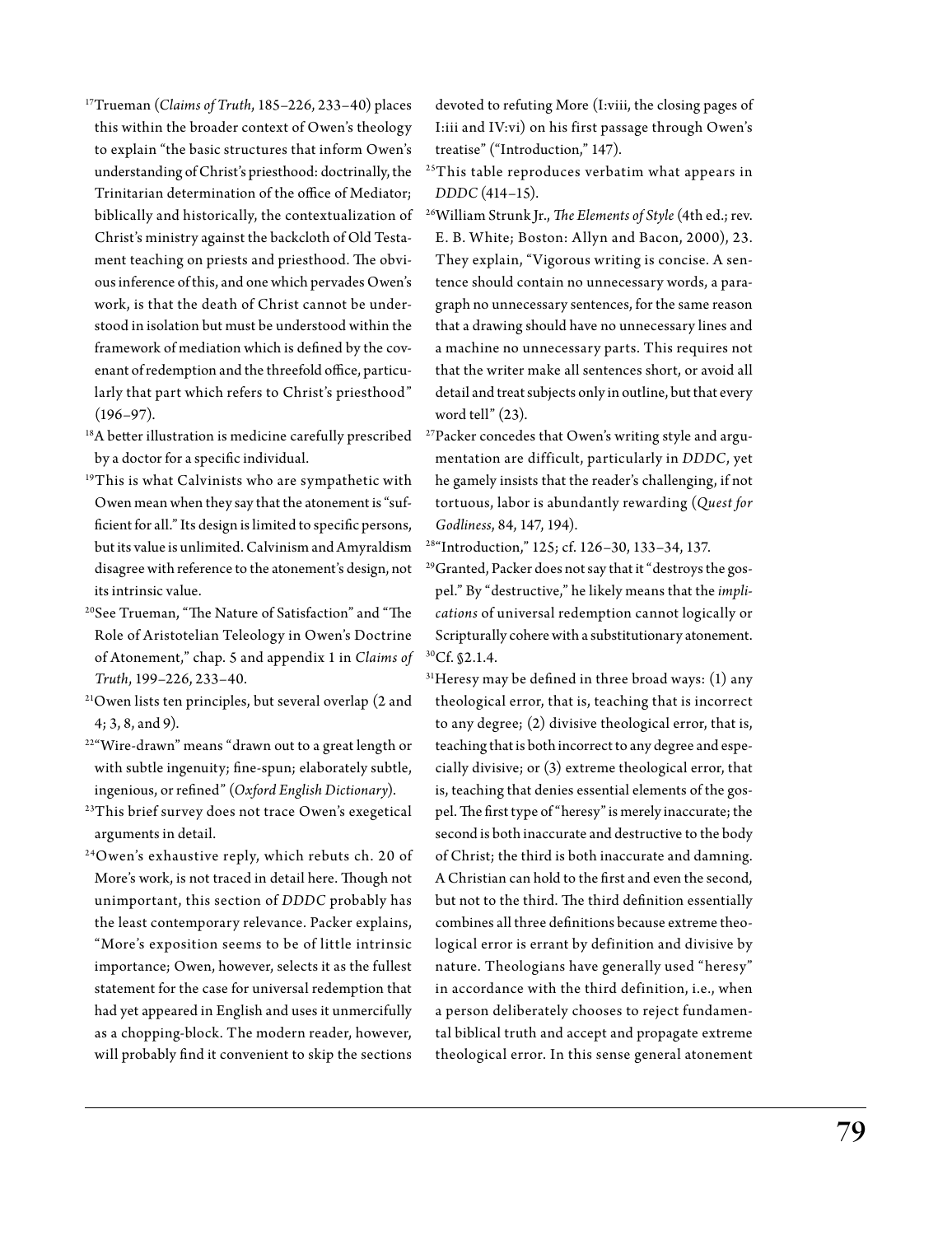[17]Trueman (*Claims of Truth*, 185–226, 233–40) places this within the broader context of Owen's theology to explain "the basic structures that inform Owen's understanding of Christ's priesthood: doctrinally, the Trinitarian determination of the office of Mediator; biblically and historically, the contextualization of Christ's ministry against the backcloth of Old Testament teaching on priests and priesthood. The obvious inference of this, and one which pervades Owen's work, is that the death of Christ cannot be understood in isolation but must be understood within the framework of mediation which is defined by the covenant of redemption and the threefold office, particularly that part which refers to Christ's priesthood" (196–97).

[18]A better illustration is medicine carefully prescribed by a doctor for a specific individual.

[19]This is what Calvinists who are sympathetic with Owen mean when they say that the atonement is "sufficient for all." Its design is limited to specific persons, but its value is unlimited. Calvinism and Amyraldism disagree with reference to the atonement's design, not its intrinsic value.

[20]See Trueman, "The Nature of Satisfaction" and "The Role of Aristotelian Teleology in Owen's Doctrine of Atonement," chap. 5 and appendix 1 in *Claims of Truth*, 199–226, 233–40.

[21]Owen lists ten principles, but several overlap (2 and 4; 3, 8, and 9).

[22]"Wire-drawn" means "drawn out to a great length or with subtle ingenuity; fine-spun; elaborately subtle, ingenious, or refined" (*Oxford English Dictionary*).

[23]This brief survey does not trace Owen's exegetical arguments in detail.

[24]Owen's exhaustive reply, which rebuts ch. 20 of More's work, is not traced in detail here. Though not unimportant, this section of *DDDC* probably has the least contemporary relevance. Packer explains, "More's exposition seems to be of little intrinsic importance; Owen, however, selects it as the fullest statement for the case for universal redemption that had yet appeared in English and uses it unmercifully as a chopping-block. The modern reader, however, will probably find it convenient to skip the sections devoted to refuting More (I:viii, the closing pages of I:iii and IV:vi) on his first passage through Owen's treatise" ("Introduction," 147).

[25]This table reproduces verbatim what appears in *DDDC* (414–15).

[26]William Strunk Jr., *The Elements of Style* (4th ed.; rev. E. B. White; Boston: Allyn and Bacon, 2000), 23. They explain, "Vigorous writing is concise. A sentence should contain no unnecessary words, a paragraph no unnecessary sentences, for the same reason that a drawing should have no unnecessary lines and a machine no unnecessary parts. This requires not that the writer make all sentences short, or avoid all detail and treat subjects only in outline, but that every word tell" (23).

[27]Packer concedes that Owen's writing style and argumentation are difficult, particularly in *DDDC*, yet he gamely insists that the reader's challenging, if not tortuous, labor is abundantly rewarding (*Quest for Godliness*, 84, 147, 194).

[28]"Introduction," 125; cf. 126–30, 133–34, 137.

[29]Granted, Packer does not say that it "destroys the gospel." By "destructive," he likely means that the *implications* of universal redemption cannot logically or Scripturally cohere with a substitutionary atonement.

[30]Cf. §2.1.4.

[31]Heresy may be defined in three broad ways: (1) any theological error, that is, teaching that is incorrect to any degree; (2) divisive theological error, that is, teaching that is both incorrect to any degree and especially divisive; or (3) extreme theological error, that is, teaching that denies essential elements of the gospel. The first type of "heresy" is merely inaccurate; the second is both inaccurate and destructive to the body of Christ; the third is both inaccurate and damning. A Christian can hold to the first and even the second, but not to the third. The third definition essentially combines all three definitions because extreme theological error is errant by definition and divisive by nature. Theologians have generally used "heresy" in accordance with the third definition, i.e., when a person deliberately chooses to reject fundamental biblical truth and accept and propagate extreme theological error. In this sense general atonement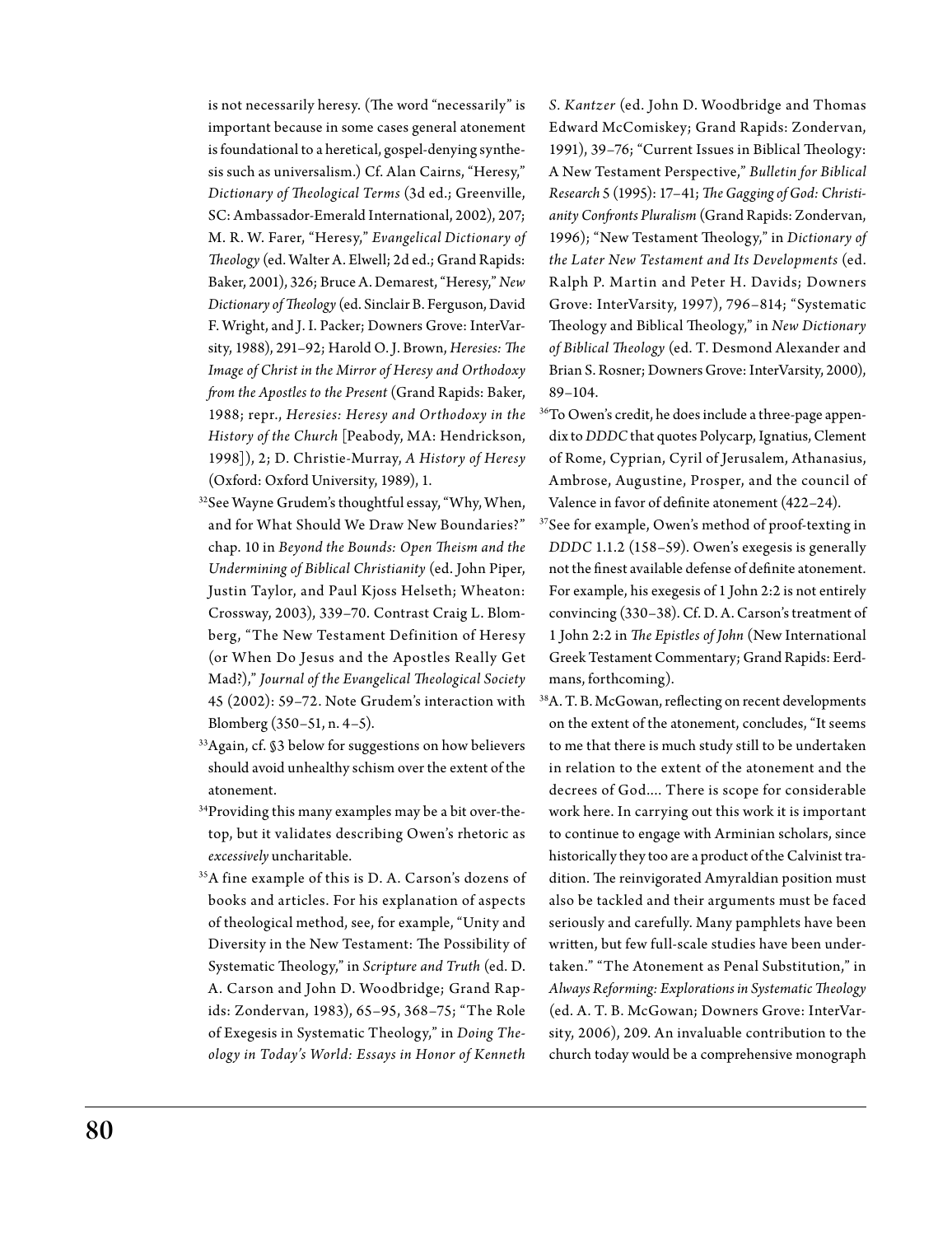is not necessarily heresy. (The word "necessarily" is important because in some cases general atonement is foundational to a heretical, gospel-denying synthesis such as universalism.) Cf. Alan Cairns, "Heresy," *Dictionary of Theological Terms* (3d ed.; Greenville, SC: Ambassador-Emerald International, 2002), 207; M. R. W. Farer, "Heresy," *Evangelical Dictionary of Theology* (ed. Walter A. Elwell; 2d ed.; Grand Rapids: Baker, 2001), 326; Bruce A. Demarest, "Heresy," *New Dictionary of Theology* (ed. Sinclair B. Ferguson, David F. Wright, and J. I. Packer; Downers Grove: InterVarsity, 1988), 291–92; Harold O. J. Brown, *Heresies: The Image of Christ in the Mirror of Heresy and Orthodoxy from the Apostles to the Present* (Grand Rapids: Baker, 1988; repr., *Heresies: Heresy and Orthodoxy in the History of the Church* [Peabody, MA: Hendrickson, 1998]), 2; D. Christie-Murray, *A History of Heresy* (Oxford: Oxford University, 1989), 1.

[32]See Wayne Grudem's thoughtful essay, "Why, When, and for What Should We Draw New Boundaries?" chap. 10 in *Beyond the Bounds: Open Theism and the Undermining of Biblical Christianity* (ed. John Piper, Justin Taylor, and Paul Kjoss Helseth; Wheaton: Crossway, 2003), 339–70. Contrast Craig L. Blomberg, "The New Testament Definition of Heresy (or When Do Jesus and the Apostles Really Get Mad?)," *Journal of the Evangelical Theological Society* 45 (2002): 59–72. Note Grudem's interaction with Blomberg (350–51, n. 4–5).

[33]Again, cf. §3 below for suggestions on how believers should avoid unhealthy schism over the extent of the atonement.

[34]Providing this many examples may be a bit over-the-top, but it validates describing Owen's rhetoric as *excessively* uncharitable.

[35]A fine example of this is D. A. Carson's dozens of books and articles. For his explanation of aspects of theological method, see, for example, "Unity and Diversity in the New Testament: The Possibility of Systematic Theology," in *Scripture and Truth* (ed. D. A. Carson and John D. Woodbridge; Grand Rapids: Zondervan, 1983), 65–95, 368–75; "The Role of Exegesis in Systematic Theology," in *Doing Theology in Today's World: Essays in Honor of Kenneth S. Kantzer* (ed. John D. Woodbridge and Thomas Edward McComiskey; Grand Rapids: Zondervan, 1991), 39–76; "Current Issues in Biblical Theology: A New Testament Perspective," *Bulletin for Biblical Research* 5 (1995): 17–41; *The Gagging of God: Christianity Confronts Pluralism* (Grand Rapids: Zondervan, 1996); "New Testament Theology," in *Dictionary of the Later New Testament and Its Developments* (ed. Ralph P. Martin and Peter H. Davids; Downers Grove: InterVarsity, 1997), 796–814; "Systematic Theology and Biblical Theology," in *New Dictionary of Biblical Theology* (ed. T. Desmond Alexander and Brian S. Rosner; Downers Grove: InterVarsity, 2000), 89–104.

[36]To Owen's credit, he does include a three-page appendix to *DDDC* that quotes Polycarp, Ignatius, Clement of Rome, Cyprian, Cyril of Jerusalem, Athanasius, Ambrose, Augustine, Prosper, and the council of Valence in favor of definite atonement (422–24).

[37]See for example, Owen's method of proof-texting in *DDDC* 1.1.2 (158–59). Owen's exegesis is generally not the finest available defense of definite atonement. For example, his exegesis of 1 John 2:2 is not entirely convincing (330–38). Cf. D. A. Carson's treatment of 1 John 2:2 in *The Epistles of John* (New International Greek Testament Commentary; Grand Rapids: Eerdmans, forthcoming).

[38]A. T. B. McGowan, reflecting on recent developments on the extent of the atonement, concludes, "It seems to me that there is much study still to be undertaken in relation to the extent of the atonement and the decrees of God.... There is scope for considerable work here. In carrying out this work it is important to continue to engage with Arminian scholars, since historically they too are a product of the Calvinist tradition. The reinvigorated Amyraldian position must also be tackled and their arguments must be faced seriously and carefully. Many pamphlets have been written, but few full-scale studies have been undertaken." "The Atonement as Penal Substitution," in *Always Reforming: Explorations in Systematic Theology* (ed. A. T. B. McGowan; Downers Grove: InterVarsity, 2006), 209. An invaluable contribution to the church today would be a comprehensive monograph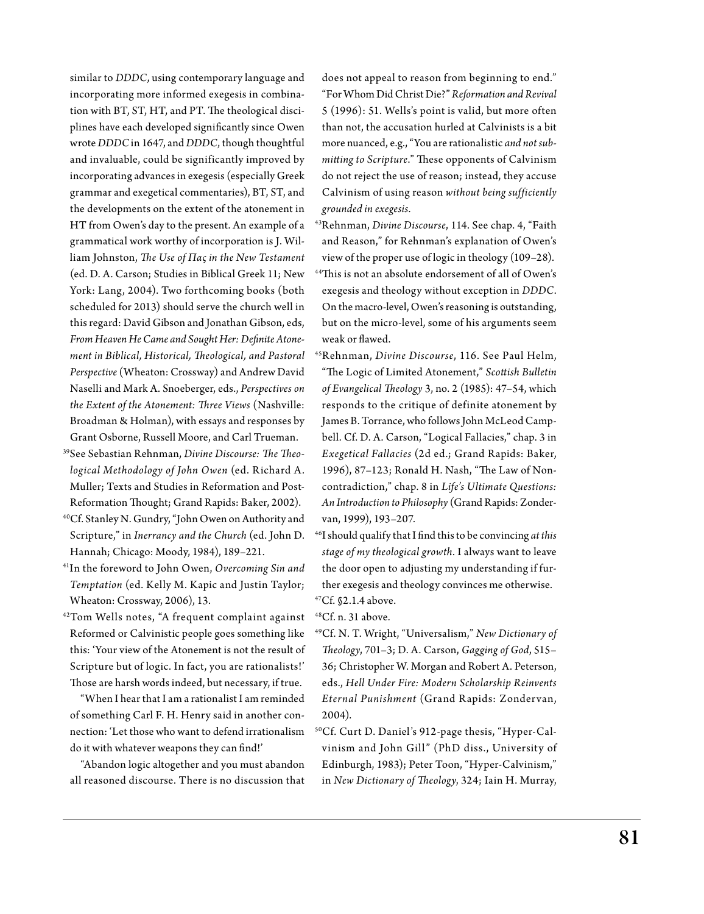similar to *DDDC*, using contemporary language and incorporating more informed exegesis in combination with BT, ST, HT, and PT. The theological disciplines have each developed significantly since Owen wrote *DDDC* in 1647, and *DDDC*, though thoughtful and invaluable, could be significantly improved by incorporating advances in exegesis (especially Greek grammar and exegetical commentaries), BT, ST, and the developments on the extent of the atonement in HT from Owen's day to the present. An example of a grammatical work worthy of incorporation is J. William Johnston, *The Use of Πας in the New Testament* (ed. D. A. Carson; Studies in Biblical Greek 11; New York: Lang, 2004). Two forthcoming books (both scheduled for 2013) should serve the church well in this regard: David Gibson and Jonathan Gibson, eds, *From Heaven He Came and Sought Her: Definite Atonement in Biblical, Historical, Theological, and Pastoral Perspective* (Wheaton: Crossway) and Andrew David Naselli and Mark A. Snoeberger, eds., *Perspectives on the Extent of the Atonement: Three Views* (Nashville: Broadman & Holman), with essays and responses by Grant Osborne, Russell Moore, and Carl Trueman.

[39] See Sebastian Rehnman, *Divine Discourse: The Theological Methodology of John Owen* (ed. Richard A. Muller; Texts and Studies in Reformation and Post-Reformation Thought; Grand Rapids: Baker, 2002).

[40] Cf. Stanley N. Gundry, "John Owen on Authority and Scripture," in *Inerrancy and the Church* (ed. John D. Hannah; Chicago: Moody, 1984), 189–221.

[41] In the foreword to John Owen, *Overcoming Sin and Temptation* (ed. Kelly M. Kapic and Justin Taylor; Wheaton: Crossway, 2006), 13.

[42] Tom Wells notes, "A frequent complaint against Reformed or Calvinistic people goes something like this: 'Your view of the Atonement is not the result of Scripture but of logic. In fact, you are rationalists!' Those are harsh words indeed, but necessary, if true.

"When I hear that I am a rationalist I am reminded of something Carl F. H. Henry said in another connection: 'Let those who want to defend irrationalism do it with whatever weapons they can find!'

"Abandon logic altogether and you must abandon all reasoned discourse. There is no discussion that does not appeal to reason from beginning to end." "For Whom Did Christ Die?" *Reformation and Revival* 5 (1996): 51. Wells's point is valid, but more often than not, the accusation hurled at Calvinists is a bit more nuanced, e.g., "You are rationalistic *and not submitting to Scripture*." These opponents of Calvinism do not reject the use of reason; instead, they accuse Calvinism of using reason *without being sufficiently grounded in exegesis*.

[43] Rehnman, *Divine Discourse*, 114. See chap. 4, "Faith and Reason," for Rehnman's explanation of Owen's view of the proper use of logic in theology (109–28).

[44] This is not an absolute endorsement of all of Owen's exegesis and theology without exception in *DDDC*. On the macro-level, Owen's reasoning is outstanding, but on the micro-level, some of his arguments seem weak or flawed.

[45] Rehnman, *Divine Discourse*, 116. See Paul Helm, "The Logic of Limited Atonement," *Scottish Bulletin of Evangelical Theology* 3, no. 2 (1985): 47–54, which responds to the critique of definite atonement by James B. Torrance, who follows John McLeod Campbell. Cf. D. A. Carson, "Logical Fallacies," chap. 3 in *Exegetical Fallacies* (2d ed.; Grand Rapids: Baker, 1996), 87–123; Ronald H. Nash, "The Law of Noncontradiction," chap. 8 in *Life's Ultimate Questions: An Introduction to Philosophy* (Grand Rapids: Zondervan, 1999), 193–207.

[46] I should qualify that I find this to be convincing *at this stage of my theological growth*. I always want to leave the door open to adjusting my understanding if further exegesis and theology convinces me otherwise.

[47] Cf. §2.1.4 above.

[48] Cf. n. 31 above.

[49] Cf. N. T. Wright, "Universalism," *New Dictionary of Theology*, 701–3; D. A. Carson, *Gagging of God*, 515–36; Christopher W. Morgan and Robert A. Peterson, eds., *Hell Under Fire: Modern Scholarship Reinvents Eternal Punishment* (Grand Rapids: Zondervan, 2004).

[50] Cf. Curt D. Daniel's 912-page thesis, "Hyper-Calvinism and John Gill" (PhD diss., University of Edinburgh, 1983); Peter Toon, "Hyper-Calvinism," in *New Dictionary of Theology*, 324; Iain H. Murray,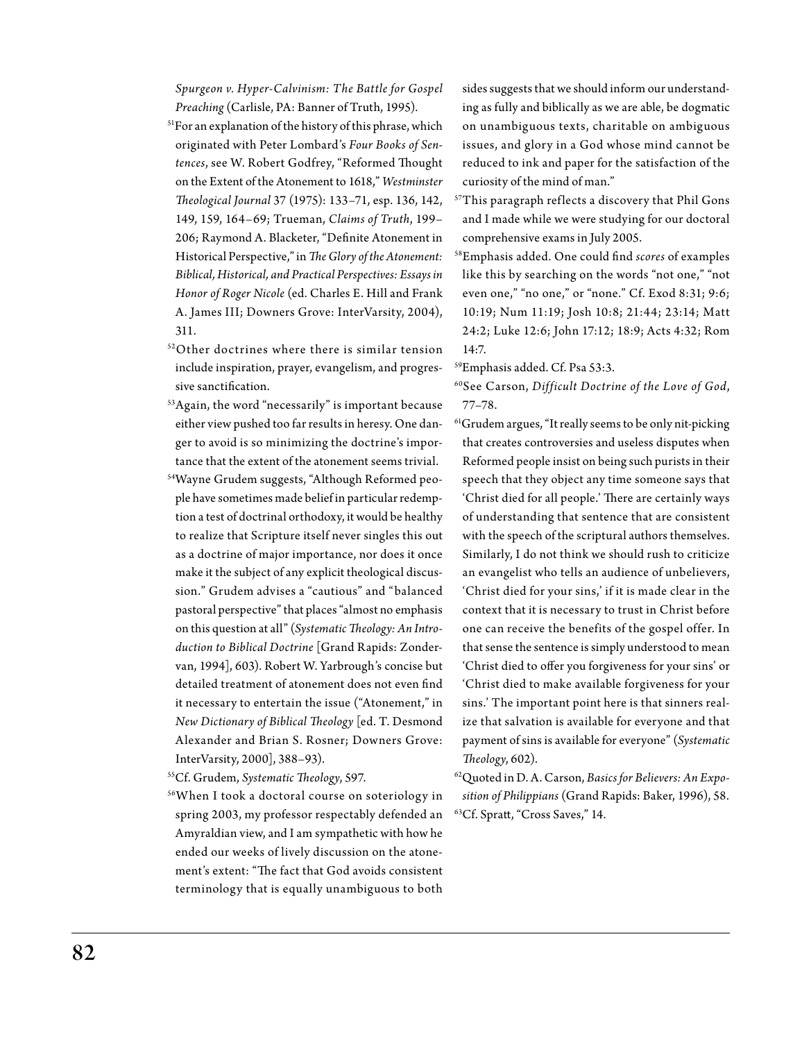*Spurgeon v. Hyper-Calvinism: The Battle for Gospel Preaching* (Carlisle, PA: Banner of Truth, 1995).

[51]For an explanation of the history of this phrase, which originated with Peter Lombard's *Four Books of Sentences*, see W. Robert Godfrey, "Reformed Thought on the Extent of the Atonement to 1618," *Westminster Theological Journal* 37 (1975): 133–71, esp. 136, 142, 149, 159, 164–69; Trueman, *Claims of Truth*, 199–206; Raymond A. Blacketer, "Definite Atonement in Historical Perspective," in *The Glory of the Atonement: Biblical, Historical, and Practical Perspectives: Essays in Honor of Roger Nicole* (ed. Charles E. Hill and Frank A. James III; Downers Grove: InterVarsity, 2004), 311.

[52]Other doctrines where there is similar tension include inspiration, prayer, evangelism, and progressive sanctification.

[53]Again, the word "necessarily" is important because either view pushed too far results in heresy. One danger to avoid is so minimizing the doctrine's importance that the extent of the atonement seems trivial.

[54]Wayne Grudem suggests, "Although Reformed people have sometimes made belief in particular redemption a test of doctrinal orthodoxy, it would be healthy to realize that Scripture itself never singles this out as a doctrine of major importance, nor does it once make it the subject of any explicit theological discussion." Grudem advises a "cautious" and "balanced pastoral perspective" that places "almost no emphasis on this question at all" (*Systematic Theology: An Introduction to Biblical Doctrine* [Grand Rapids: Zondervan, 1994], 603). Robert W. Yarbrough's concise but detailed treatment of atonement does not even find it necessary to entertain the issue ("Atonement," in *New Dictionary of Biblical Theology* [ed. T. Desmond Alexander and Brian S. Rosner; Downers Grove: InterVarsity, 2000], 388–93).

[55]Cf. Grudem, *Systematic Theology*, 597.

[56]When I took a doctoral course on soteriology in spring 2003, my professor respectably defended an Amyraldian view, and I am sympathetic with how he ended our weeks of lively discussion on the atonement's extent: "The fact that God avoids consistent terminology that is equally unambiguous to both sides suggests that we should inform our understanding as fully and biblically as we are able, be dogmatic on unambiguous texts, charitable on ambiguous issues, and glory in a God whose mind cannot be reduced to ink and paper for the satisfaction of the curiosity of the mind of man."

[57]This paragraph reflects a discovery that Phil Gons and I made while we were studying for our doctoral comprehensive exams in July 2005.

[58]Emphasis added. One could find *scores* of examples like this by searching on the words "not one," "not even one," "no one," or "none." Cf. Exod 8:31; 9:6; 10:19; Num 11:19; Josh 10:8; 21:44; 23:14; Matt 24:2; Luke 12:6; John 17:12; 18:9; Acts 4:32; Rom 14:7.

[59]Emphasis added. Cf. Psa 53:3.

[60]See Carson, *Difficult Doctrine of the Love of God*, 77–78.

[61]Grudem argues, "It really seems to be only nit-picking that creates controversies and useless disputes when Reformed people insist on being such purists in their speech that they object any time someone says that 'Christ died for all people.' There are certainly ways of understanding that sentence that are consistent with the speech of the scriptural authors themselves. Similarly, I do not think we should rush to criticize an evangelist who tells an audience of unbelievers, 'Christ died for your sins,' if it is made clear in the context that it is necessary to trust in Christ before one can receive the benefits of the gospel offer. In that sense the sentence is simply understood to mean 'Christ died to offer you forgiveness for your sins' or 'Christ died to make available forgiveness for your sins.' The important point here is that sinners realize that salvation is available for everyone and that payment of sins is available for everyone" (*Systematic Theology*, 602).

[62]Quoted in D. A. Carson, *Basics for Believers: An Exposition of Philippians* (Grand Rapids: Baker, 1996), 58.

[63]Cf. Spratt, "Cross Saves," 14.